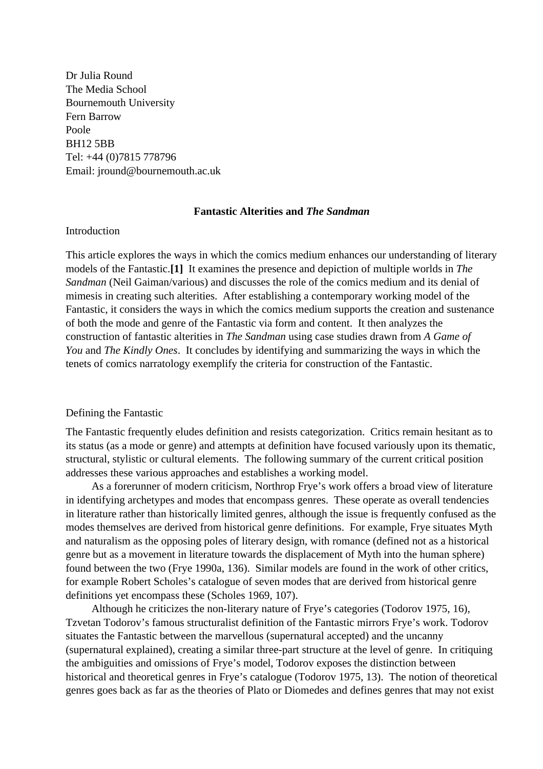Dr Julia Round
The Media School
Bournemouth University
Fern Barrow
Poole
BH12 5BB
Tel: +44 (0)7815 778796
Email: jround@bournemouth.ac.uk

# Fantastic Alterities and *The Sandman*

## Introduction

This article explores the ways in which the comics medium enhances our understanding of literary models of the Fantastic.**[1]** It examines the presence and depiction of multiple worlds in *The Sandman* (Neil Gaiman/various) and discusses the role of the comics medium and its denial of mimesis in creating such alterities. After establishing a contemporary working model of the Fantastic, it considers the ways in which the comics medium supports the creation and sustenance of both the mode and genre of the Fantastic via form and content. It then analyzes the construction of fantastic alterities in *The Sandman* using case studies drawn from *A Game of You* and *The Kindly Ones*. It concludes by identifying and summarizing the ways in which the tenets of comics narratology exemplify the criteria for construction of the Fantastic.

## Defining the Fantastic

The Fantastic frequently eludes definition and resists categorization. Critics remain hesitant as to its status (as a mode or genre) and attempts at definition have focused variously upon its thematic, structural, stylistic or cultural elements. The following summary of the current critical position addresses these various approaches and establishes a working model.

As a forerunner of modern criticism, Northrop Frye's work offers a broad view of literature in identifying archetypes and modes that encompass genres. These operate as overall tendencies in literature rather than historically limited genres, although the issue is frequently confused as the modes themselves are derived from historical genre definitions. For example, Frye situates Myth and naturalism as the opposing poles of literary design, with romance (defined not as a historical genre but as a movement in literature towards the displacement of Myth into the human sphere) found between the two (Frye 1990a, 136). Similar models are found in the work of other critics, for example Robert Scholes's catalogue of seven modes that are derived from historical genre definitions yet encompass these (Scholes 1969, 107).

Although he criticizes the non-literary nature of Frye's categories (Todorov 1975, 16), Tzvetan Todorov's famous structuralist definition of the Fantastic mirrors Frye's work. Todorov situates the Fantastic between the marvellous (supernatural accepted) and the uncanny (supernatural explained), creating a similar three-part structure at the level of genre. In critiquing the ambiguities and omissions of Frye's model, Todorov exposes the distinction between historical and theoretical genres in Frye's catalogue (Todorov 1975, 13). The notion of theoretical genres goes back as far as the theories of Plato or Diomedes and defines genres that may not exist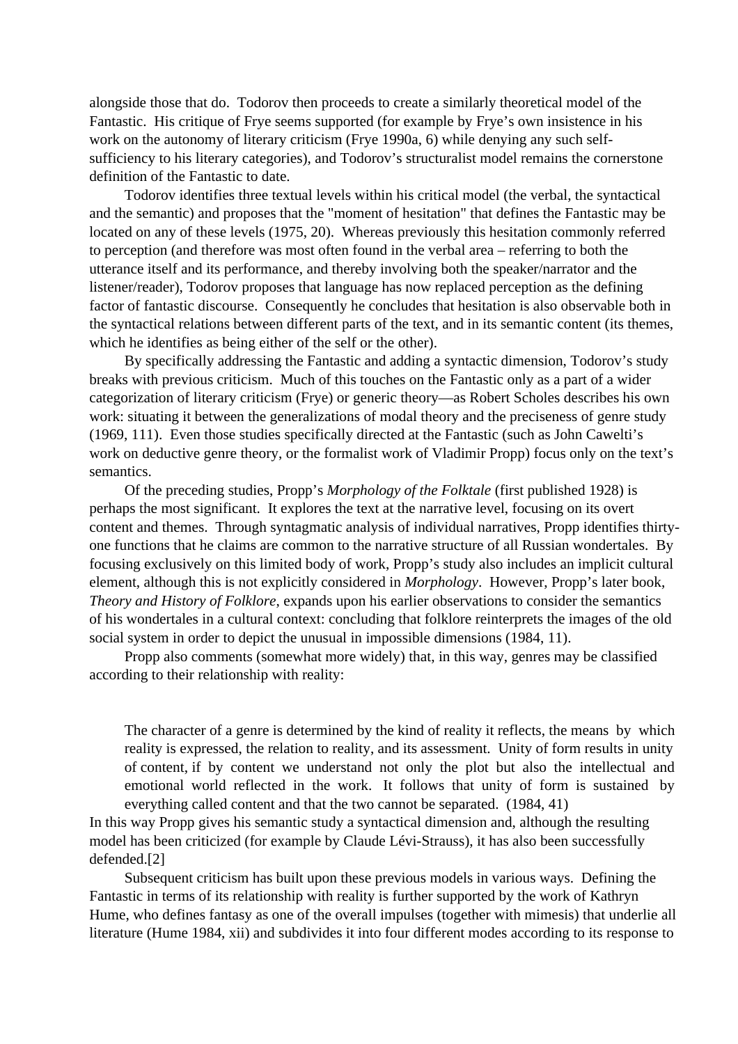alongside those that do. Todorov then proceeds to create a similarly theoretical model of the Fantastic. His critique of Frye seems supported (for example by Frye's own insistence in his work on the autonomy of literary criticism (Frye 1990a, 6) while denying any such self-sufficiency to his literary categories), and Todorov's structuralist model remains the cornerstone definition of the Fantastic to date.

Todorov identifies three textual levels within his critical model (the verbal, the syntactical and the semantic) and proposes that the "moment of hesitation" that defines the Fantastic may be located on any of these levels (1975, 20). Whereas previously this hesitation commonly referred to perception (and therefore was most often found in the verbal area – referring to both the utterance itself and its performance, and thereby involving both the speaker/narrator and the listener/reader), Todorov proposes that language has now replaced perception as the defining factor of fantastic discourse. Consequently he concludes that hesitation is also observable both in the syntactical relations between different parts of the text, and in its semantic content (its themes, which he identifies as being either of the self or the other).

By specifically addressing the Fantastic and adding a syntactic dimension, Todorov's study breaks with previous criticism. Much of this touches on the Fantastic only as a part of a wider categorization of literary criticism (Frye) or generic theory—as Robert Scholes describes his own work: situating it between the generalizations of modal theory and the preciseness of genre study (1969, 111). Even those studies specifically directed at the Fantastic (such as John Cawelti's work on deductive genre theory, or the formalist work of Vladimir Propp) focus only on the text's semantics.

Of the preceding studies, Propp's *Morphology of the Folktale* (first published 1928) is perhaps the most significant. It explores the text at the narrative level, focusing on its overt content and themes. Through syntagmatic analysis of individual narratives, Propp identifies thirty-one functions that he claims are common to the narrative structure of all Russian wondertales. By focusing exclusively on this limited body of work, Propp's study also includes an implicit cultural element, although this is not explicitly considered in *Morphology*. However, Propp's later book, *Theory and History of Folklore*, expands upon his earlier observations to consider the semantics of his wondertales in a cultural context: concluding that folklore reinterprets the images of the old social system in order to depict the unusual in impossible dimensions (1984, 11).

Propp also comments (somewhat more widely) that, in this way, genres may be classified according to their relationship with reality:

> The character of a genre is determined by the kind of reality it reflects, the means by which reality is expressed, the relation to reality, and its assessment. Unity of form results in unity of content, if by content we understand not only the plot but also the intellectual and emotional world reflected in the work. It follows that unity of form is sustained by everything called content and that the two cannot be separated. (1984, 41)

In this way Propp gives his semantic study a syntactical dimension and, although the resulting model has been criticized (for example by Claude Lévi-Strauss), it has also been successfully defended.[2]

Subsequent criticism has built upon these previous models in various ways. Defining the Fantastic in terms of its relationship with reality is further supported by the work of Kathryn Hume, who defines fantasy as one of the overall impulses (together with mimesis) that underlie all literature (Hume 1984, xii) and subdivides it into four different modes according to its response to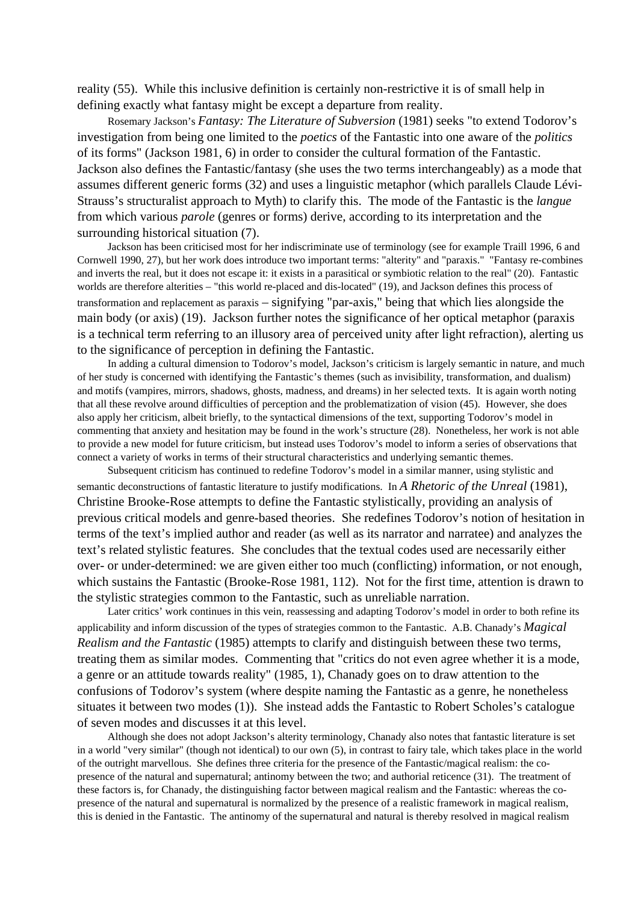reality (55). While this inclusive definition is certainly non-restrictive it is of small help in defining exactly what fantasy might be except a departure from reality.

Rosemary Jackson's *Fantasy: The Literature of Subversion* (1981) seeks "to extend Todorov's investigation from being one limited to the *poetics* of the Fantastic into one aware of the *politics* of its forms" (Jackson 1981, 6) in order to consider the cultural formation of the Fantastic. Jackson also defines the Fantastic/fantasy (she uses the two terms interchangeably) as a mode that assumes different generic forms (32) and uses a linguistic metaphor (which parallels Claude Lévi-Strauss's structuralist approach to Myth) to clarify this. The mode of the Fantastic is the *langue* from which various *parole* (genres or forms) derive, according to its interpretation and the surrounding historical situation (7).

Jackson has been criticised most for her indiscriminate use of terminology (see for example Traill 1996, 6 and Cornwell 1990, 27), but her work does introduce two important terms: "alterity" and "paraxis." "Fantasy re-combines and inverts the real, but it does not escape it: it exists in a parasitical or symbiotic relation to the real" (20). Fantastic worlds are therefore alterities – "this world re-placed and dis-located" (19), and Jackson defines this process of transformation and replacement as paraxis – signifying "par-axis," being that which lies alongside the main body (or axis) (19). Jackson further notes the significance of her optical metaphor (paraxis is a technical term referring to an illusory area of perceived unity after light refraction), alerting us to the significance of perception in defining the Fantastic.

In adding a cultural dimension to Todorov's model, Jackson's criticism is largely semantic in nature, and much of her study is concerned with identifying the Fantastic's themes (such as invisibility, transformation, and dualism) and motifs (vampires, mirrors, shadows, ghosts, madness, and dreams) in her selected texts. It is again worth noting that all these revolve around difficulties of perception and the problematization of vision (45). However, she does also apply her criticism, albeit briefly, to the syntactical dimensions of the text, supporting Todorov's model in commenting that anxiety and hesitation may be found in the work's structure (28). Nonetheless, her work is not able to provide a new model for future criticism, but instead uses Todorov's model to inform a series of observations that connect a variety of works in terms of their structural characteristics and underlying semantic themes.

Subsequent criticism has continued to redefine Todorov's model in a similar manner, using stylistic and semantic deconstructions of fantastic literature to justify modifications. In *A Rhetoric of the Unreal* (1981), Christine Brooke-Rose attempts to define the Fantastic stylistically, providing an analysis of previous critical models and genre-based theories. She redefines Todorov's notion of hesitation in terms of the text's implied author and reader (as well as its narrator and narratee) and analyzes the text's related stylistic features. She concludes that the textual codes used are necessarily either over- or under-determined: we are given either too much (conflicting) information, or not enough, which sustains the Fantastic (Brooke-Rose 1981, 112). Not for the first time, attention is drawn to the stylistic strategies common to the Fantastic, such as unreliable narration.

Later critics' work continues in this vein, reassessing and adapting Todorov's model in order to both refine its applicability and inform discussion of the types of strategies common to the Fantastic. A.B. Chanady's *Magical Realism and the Fantastic* (1985) attempts to clarify and distinguish between these two terms, treating them as similar modes. Commenting that "critics do not even agree whether it is a mode, a genre or an attitude towards reality" (1985, 1), Chanady goes on to draw attention to the confusions of Todorov's system (where despite naming the Fantastic as a genre, he nonetheless situates it between two modes (1)). She instead adds the Fantastic to Robert Scholes's catalogue of seven modes and discusses it at this level.

Although she does not adopt Jackson's alterity terminology, Chanady also notes that fantastic literature is set in a world "very similar" (though not identical) to our own (5), in contrast to fairy tale, which takes place in the world of the outright marvellous. She defines three criteria for the presence of the Fantastic/magical realism: the co-presence of the natural and supernatural; antinomy between the two; and authorial reticence (31). The treatment of these factors is, for Chanady, the distinguishing factor between magical realism and the Fantastic: whereas the co-presence of the natural and supernatural is normalized by the presence of a realistic framework in magical realism, this is denied in the Fantastic. The antinomy of the supernatural and natural is thereby resolved in magical realism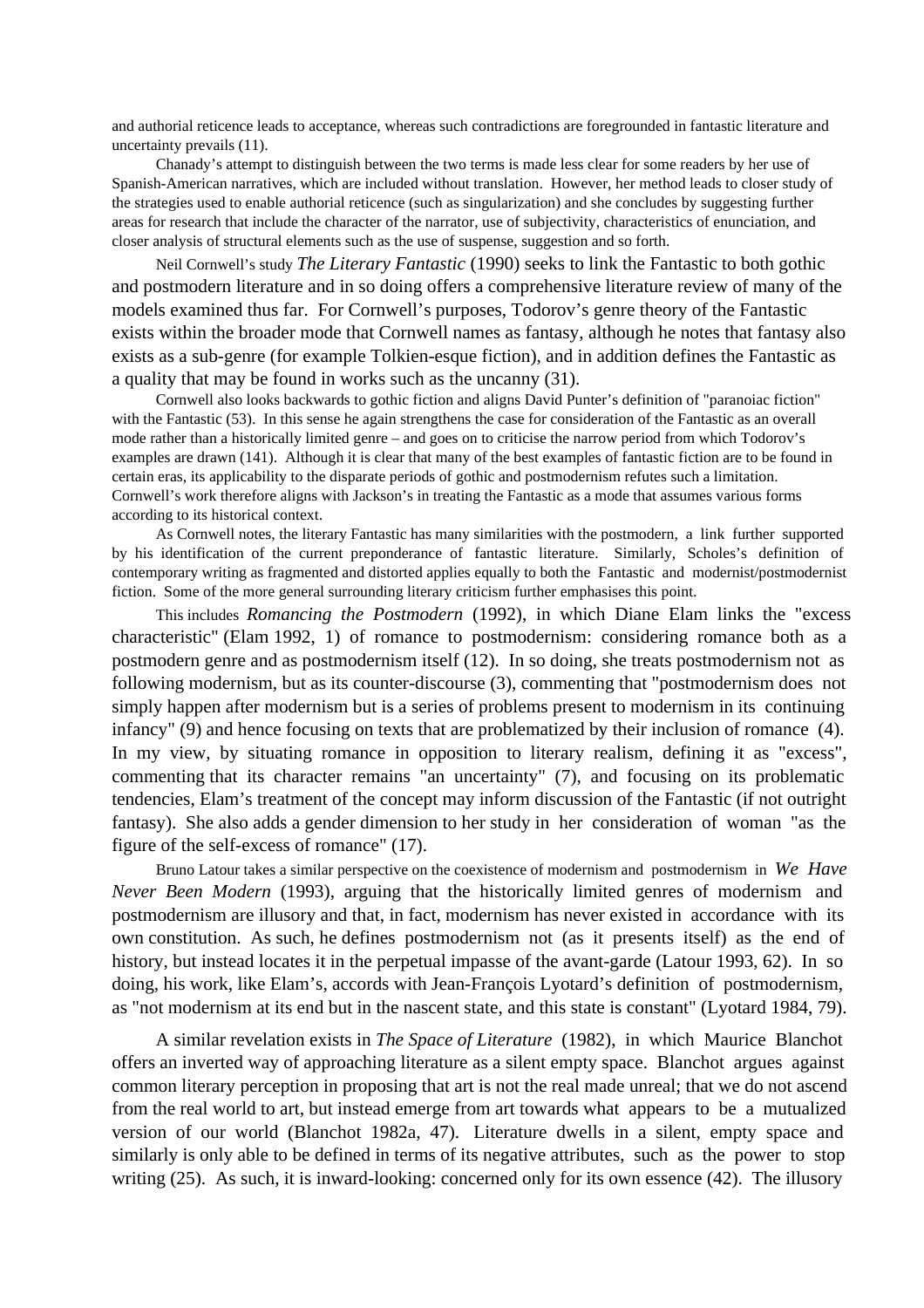and authorial reticence leads to acceptance, whereas such contradictions are foregrounded in fantastic literature and uncertainty prevails (11).

Chanady's attempt to distinguish between the two terms is made less clear for some readers by her use of Spanish-American narratives, which are included without translation. However, her method leads to closer study of the strategies used to enable authorial reticence (such as singularization) and she concludes by suggesting further areas for research that include the character of the narrator, use of subjectivity, characteristics of enunciation, and closer analysis of structural elements such as the use of suspense, suggestion and so forth.

Neil Cornwell's study *The Literary Fantastic* (1990) seeks to link the Fantastic to both gothic and postmodern literature and in so doing offers a comprehensive literature review of many of the models examined thus far. For Cornwell's purposes, Todorov's genre theory of the Fantastic exists within the broader mode that Cornwell names as fantasy, although he notes that fantasy also exists as a sub-genre (for example Tolkien-esque fiction), and in addition defines the Fantastic as a quality that may be found in works such as the uncanny (31).

Cornwell also looks backwards to gothic fiction and aligns David Punter's definition of "paranoiac fiction" with the Fantastic (53). In this sense he again strengthens the case for consideration of the Fantastic as an overall mode rather than a historically limited genre – and goes on to criticise the narrow period from which Todorov's examples are drawn (141). Although it is clear that many of the best examples of fantastic fiction are to be found in certain eras, its applicability to the disparate periods of gothic and postmodernism refutes such a limitation. Cornwell's work therefore aligns with Jackson's in treating the Fantastic as a mode that assumes various forms according to its historical context.

As Cornwell notes, the literary Fantastic has many similarities with the postmodern, a link further supported by his identification of the current preponderance of fantastic literature. Similarly, Scholes's definition of contemporary writing as fragmented and distorted applies equally to both the Fantastic and modernist/postmodernist fiction. Some of the more general surrounding literary criticism further emphasises this point.

This includes *Romancing the Postmodern* (1992), in which Diane Elam links the "excess characteristic" (Elam 1992, 1) of romance to postmodernism: considering romance both as a postmodern genre and as postmodernism itself (12). In so doing, she treats postmodernism not as following modernism, but as its counter-discourse (3), commenting that "postmodernism does not simply happen after modernism but is a series of problems present to modernism in its continuing infancy" (9) and hence focusing on texts that are problematized by their inclusion of romance (4). In my view, by situating romance in opposition to literary realism, defining it as "excess", commenting that its character remains "an uncertainty" (7), and focusing on its problematic tendencies, Elam's treatment of the concept may inform discussion of the Fantastic (if not outright fantasy). She also adds a gender dimension to her study in her consideration of woman "as the figure of the self-excess of romance" (17).

Bruno Latour takes a similar perspective on the coexistence of modernism and postmodernism in *We Have Never Been Modern* (1993), arguing that the historically limited genres of modernism and postmodernism are illusory and that, in fact, modernism has never existed in accordance with its own constitution. As such, he defines postmodernism not (as it presents itself) as the end of history, but instead locates it in the perpetual impasse of the avant-garde (Latour 1993, 62). In so doing, his work, like Elam's, accords with Jean-François Lyotard's definition of postmodernism, as "not modernism at its end but in the nascent state, and this state is constant" (Lyotard 1984, 79).

A similar revelation exists in *The Space of Literature* (1982), in which Maurice Blanchot offers an inverted way of approaching literature as a silent empty space. Blanchot argues against common literary perception in proposing that art is not the real made unreal; that we do not ascend from the real world to art, but instead emerge from art towards what appears to be a mutualized version of our world (Blanchot 1982a, 47). Literature dwells in a silent, empty space and similarly is only able to be defined in terms of its negative attributes, such as the power to stop writing (25). As such, it is inward-looking: concerned only for its own essence (42). The illusory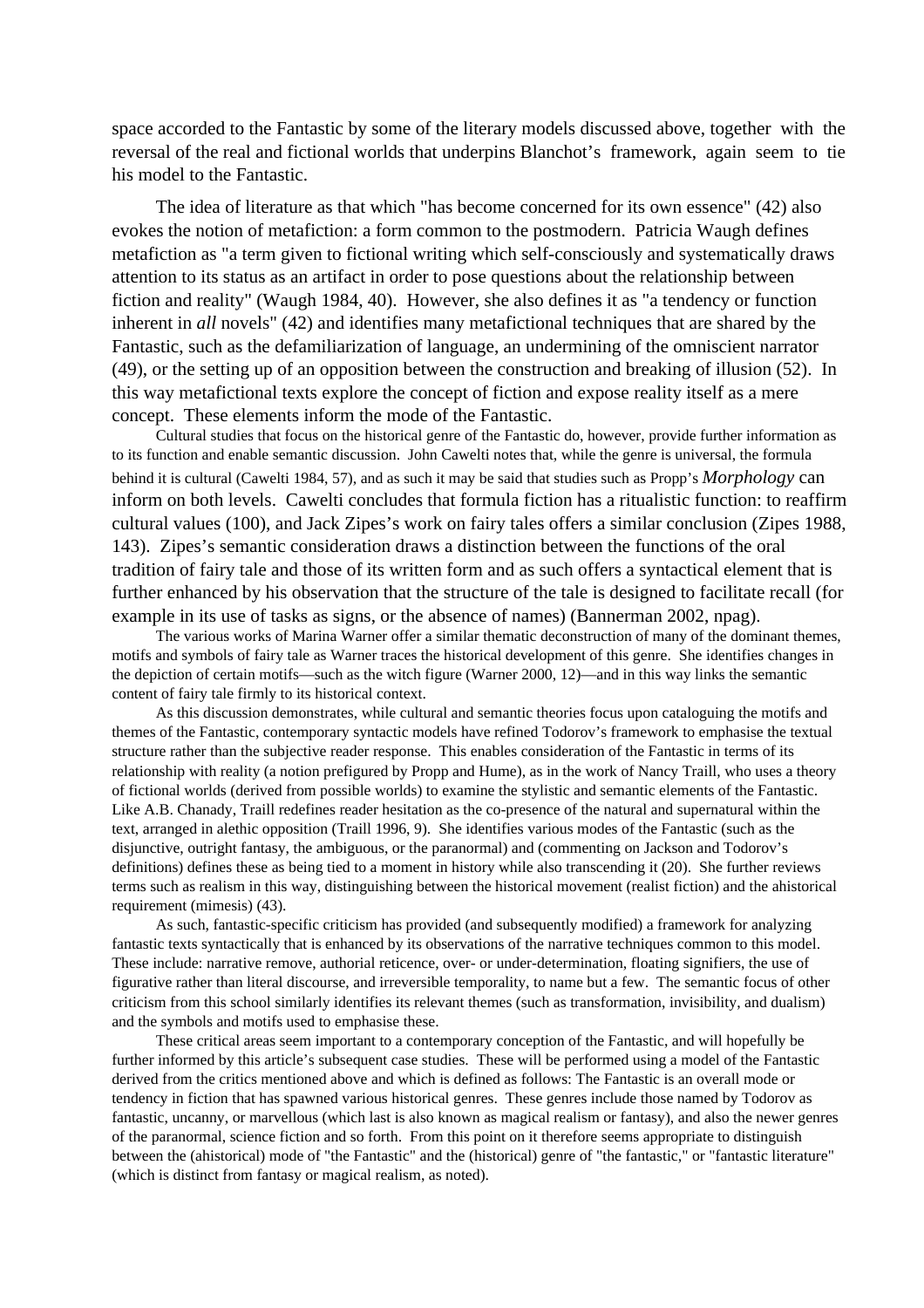space accorded to the Fantastic by some of the literary models discussed above, together with the reversal of the real and fictional worlds that underpins Blanchot's framework, again seem to tie his model to the Fantastic.

The idea of literature as that which "has become concerned for its own essence" (42) also evokes the notion of metafiction: a form common to the postmodern. Patricia Waugh defines metafiction as "a term given to fictional writing which self-consciously and systematically draws attention to its status as an artifact in order to pose questions about the relationship between fiction and reality" (Waugh 1984, 40). However, she also defines it as "a tendency or function inherent in *all* novels" (42) and identifies many metafictional techniques that are shared by the Fantastic, such as the defamiliarization of language, an undermining of the omniscient narrator (49), or the setting up of an opposition between the construction and breaking of illusion (52). In this way metafictional texts explore the concept of fiction and expose reality itself as a mere concept. These elements inform the mode of the Fantastic.

Cultural studies that focus on the historical genre of the Fantastic do, however, provide further information as to its function and enable semantic discussion. John Cawelti notes that, while the genre is universal, the formula behind it is cultural (Cawelti 1984, 57), and as such it may be said that studies such as Propp's *Morphology* can inform on both levels. Cawelti concludes that formula fiction has a ritualistic function: to reaffirm cultural values (100), and Jack Zipes's work on fairy tales offers a similar conclusion (Zipes 1988, 143). Zipes's semantic consideration draws a distinction between the functions of the oral tradition of fairy tale and those of its written form and as such offers a syntactical element that is further enhanced by his observation that the structure of the tale is designed to facilitate recall (for example in its use of tasks as signs, or the absence of names) (Bannerman 2002, npag).

The various works of Marina Warner offer a similar thematic deconstruction of many of the dominant themes, motifs and symbols of fairy tale as Warner traces the historical development of this genre. She identifies changes in the depiction of certain motifs—such as the witch figure (Warner 2000, 12)—and in this way links the semantic content of fairy tale firmly to its historical context.

As this discussion demonstrates, while cultural and semantic theories focus upon cataloguing the motifs and themes of the Fantastic, contemporary syntactic models have refined Todorov's framework to emphasise the textual structure rather than the subjective reader response. This enables consideration of the Fantastic in terms of its relationship with reality (a notion prefigured by Propp and Hume), as in the work of Nancy Traill, who uses a theory of fictional worlds (derived from possible worlds) to examine the stylistic and semantic elements of the Fantastic. Like A.B. Chanady, Traill redefines reader hesitation as the co-presence of the natural and supernatural within the text, arranged in alethic opposition (Traill 1996, 9). She identifies various modes of the Fantastic (such as the disjunctive, outright fantasy, the ambiguous, or the paranormal) and (commenting on Jackson and Todorov's definitions) defines these as being tied to a moment in history while also transcending it (20). She further reviews terms such as realism in this way, distinguishing between the historical movement (realist fiction) and the ahistorical requirement (mimesis) (43).

As such, fantastic-specific criticism has provided (and subsequently modified) a framework for analyzing fantastic texts syntactically that is enhanced by its observations of the narrative techniques common to this model. These include: narrative remove, authorial reticence, over- or under-determination, floating signifiers, the use of figurative rather than literal discourse, and irreversible temporality, to name but a few. The semantic focus of other criticism from this school similarly identifies its relevant themes (such as transformation, invisibility, and dualism) and the symbols and motifs used to emphasise these.

These critical areas seem important to a contemporary conception of the Fantastic, and will hopefully be further informed by this article's subsequent case studies. These will be performed using a model of the Fantastic derived from the critics mentioned above and which is defined as follows: The Fantastic is an overall mode or tendency in fiction that has spawned various historical genres. These genres include those named by Todorov as fantastic, uncanny, or marvellous (which last is also known as magical realism or fantasy), and also the newer genres of the paranormal, science fiction and so forth. From this point on it therefore seems appropriate to distinguish between the (ahistorical) mode of "the Fantastic" and the (historical) genre of "the fantastic," or "fantastic literature" (which is distinct from fantasy or magical realism, as noted).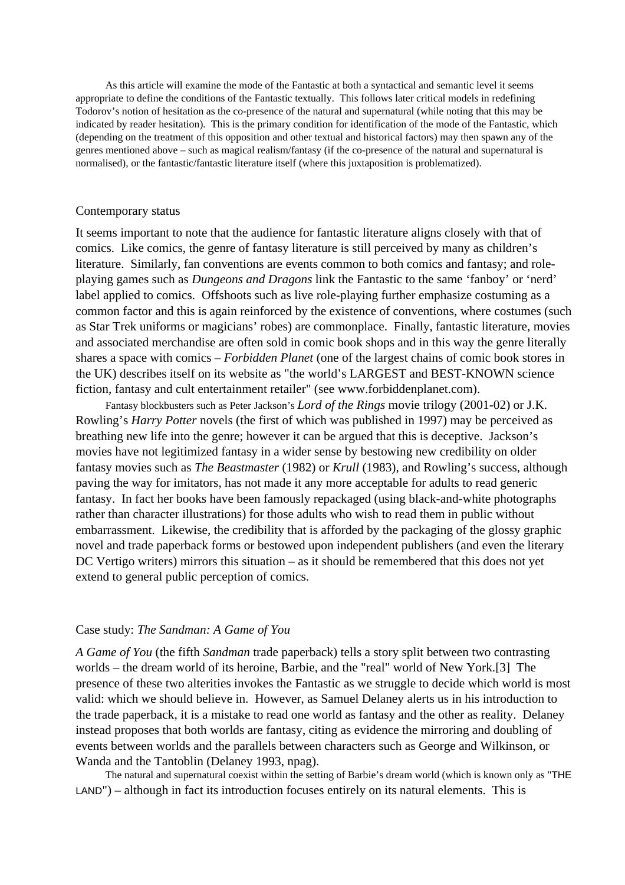As this article will examine the mode of the Fantastic at both a syntactical and semantic level it seems appropriate to define the conditions of the Fantastic textually. This follows later critical models in redefining Todorov's notion of hesitation as the co-presence of the natural and supernatural (while noting that this may be indicated by reader hesitation). This is the primary condition for identification of the mode of the Fantastic, which (depending on the treatment of this opposition and other textual and historical factors) may then spawn any of the genres mentioned above – such as magical realism/fantasy (if the co-presence of the natural and supernatural is normalised), or the fantastic/fantastic literature itself (where this juxtaposition is problematized).

## Contemporary status

It seems important to note that the audience for fantastic literature aligns closely with that of comics. Like comics, the genre of fantasy literature is still perceived by many as children's literature. Similarly, fan conventions are events common to both comics and fantasy; and role-playing games such as *Dungeons and Dragons* link the Fantastic to the same 'fanboy' or 'nerd' label applied to comics. Offshoots such as live role-playing further emphasize costuming as a common factor and this is again reinforced by the existence of conventions, where costumes (such as Star Trek uniforms or magicians' robes) are commonplace. Finally, fantastic literature, movies and associated merchandise are often sold in comic book shops and in this way the genre literally shares a space with comics – *Forbidden Planet* (one of the largest chains of comic book stores in the UK) describes itself on its website as "the world's LARGEST and BEST-KNOWN science fiction, fantasy and cult entertainment retailer" (see www.forbiddenplanet.com).

Fantasy blockbusters such as Peter Jackson's *Lord of the Rings* movie trilogy (2001-02) or J.K. Rowling's *Harry Potter* novels (the first of which was published in 1997) may be perceived as breathing new life into the genre; however it can be argued that this is deceptive. Jackson's movies have not legitimized fantasy in a wider sense by bestowing new credibility on older fantasy movies such as *The Beastmaster* (1982) or *Krull* (1983), and Rowling's success, although paving the way for imitators, has not made it any more acceptable for adults to read generic fantasy. In fact her books have been famously repackaged (using black-and-white photographs rather than character illustrations) for those adults who wish to read them in public without embarrassment. Likewise, the credibility that is afforded by the packaging of the glossy graphic novel and trade paperback forms or bestowed upon independent publishers (and even the literary DC Vertigo writers) mirrors this situation – as it should be remembered that this does not yet extend to general public perception of comics.

## Case study: *The Sandman: A Game of You*

*A Game of You* (the fifth *Sandman* trade paperback) tells a story split between two contrasting worlds – the dream world of its heroine, Barbie, and the "real" world of New York.[3] The presence of these two alterities invokes the Fantastic as we struggle to decide which world is most valid: which we should believe in. However, as Samuel Delaney alerts us in his introduction to the trade paperback, it is a mistake to read one world as fantasy and the other as reality. Delaney instead proposes that both worlds are fantasy, citing as evidence the mirroring and doubling of events between worlds and the parallels between characters such as George and Wilkinson, or Wanda and the Tantoblin (Delaney 1993, npag).

The natural and supernatural coexist within the setting of Barbie's dream world (which is known only as "THE LAND") – although in fact its introduction focuses entirely on its natural elements. This is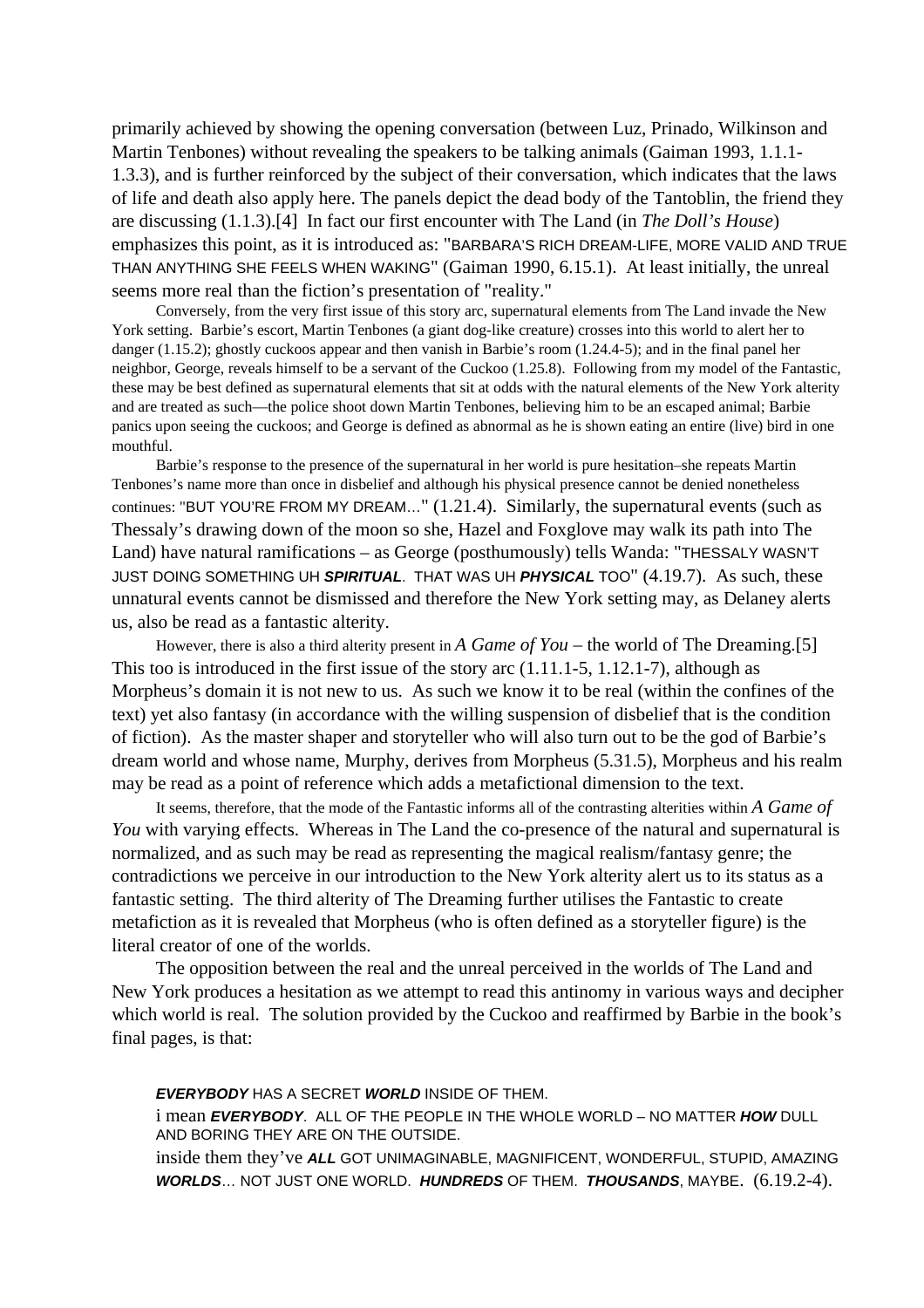primarily achieved by showing the opening conversation (between Luz, Prinado, Wilkinson and Martin Tenbones) without revealing the speakers to be talking animals (Gaiman 1993, 1.1.1-1.3.3), and is further reinforced by the subject of their conversation, which indicates that the laws of life and death also apply here. The panels depict the dead body of the Tantoblin, the friend they are discussing (1.1.3).[4] In fact our first encounter with The Land (in *The Doll's House*) emphasizes this point, as it is introduced as: "BARBARA'S RICH DREAM-LIFE, MORE VALID AND TRUE THAN ANYTHING SHE FEELS WHEN WAKING" (Gaiman 1990, 6.15.1). At least initially, the unreal seems more real than the fiction's presentation of "reality."

Conversely, from the very first issue of this story arc, supernatural elements from The Land invade the New York setting. Barbie's escort, Martin Tenbones (a giant dog-like creature) crosses into this world to alert her to danger (1.15.2); ghostly cuckoos appear and then vanish in Barbie's room (1.24.4-5); and in the final panel her neighbor, George, reveals himself to be a servant of the Cuckoo (1.25.8). Following from my model of the Fantastic, these may be best defined as supernatural elements that sit at odds with the natural elements of the New York alterity and are treated as such—the police shoot down Martin Tenbones, believing him to be an escaped animal; Barbie panics upon seeing the cuckoos; and George is defined as abnormal as he is shown eating an entire (live) bird in one mouthful.

Barbie's response to the presence of the supernatural in her world is pure hesitation–she repeats Martin Tenbones's name more than once in disbelief and although his physical presence cannot be denied nonetheless continues: "BUT YOU'RE FROM MY DREAM…" (1.21.4). Similarly, the supernatural events (such as Thessaly's drawing down of the moon so she, Hazel and Foxglove may walk its path into The Land) have natural ramifications – as George (posthumously) tells Wanda: "THESSALY WASN'T JUST DOING SOMETHING UH ***SPIRITUAL***. THAT WAS UH ***PHYSICAL*** TOO" (4.19.7). As such, these unnatural events cannot be dismissed and therefore the New York setting may, as Delaney alerts us, also be read as a fantastic alterity.

However, there is also a third alterity present in *A Game of You* – the world of The Dreaming.[5] This too is introduced in the first issue of the story arc (1.11.1-5, 1.12.1-7), although as Morpheus's domain it is not new to us. As such we know it to be real (within the confines of the text) yet also fantasy (in accordance with the willing suspension of disbelief that is the condition of fiction). As the master shaper and storyteller who will also turn out to be the god of Barbie's dream world and whose name, Murphy, derives from Morpheus (5.31.5), Morpheus and his realm may be read as a point of reference which adds a metafictional dimension to the text.

It seems, therefore, that the mode of the Fantastic informs all of the contrasting alterities within *A Game of You* with varying effects. Whereas in The Land the co-presence of the natural and supernatural is normalized, and as such may be read as representing the magical realism/fantasy genre; the contradictions we perceive in our introduction to the New York alterity alert us to its status as a fantastic setting. The third alterity of The Dreaming further utilises the Fantastic to create metafiction as it is revealed that Morpheus (who is often defined as a storyteller figure) is the literal creator of one of the worlds.

The opposition between the real and the unreal perceived in the worlds of The Land and New York produces a hesitation as we attempt to read this antinomy in various ways and decipher which world is real. The solution provided by the Cuckoo and reaffirmed by Barbie in the book's final pages, is that:

> ***EVERYBODY*** HAS A SECRET ***WORLD*** INSIDE OF THEM.
>
> i mean ***EVERYBODY***. ALL OF THE PEOPLE IN THE WHOLE WORLD – NO MATTER ***HOW*** DULL AND BORING THEY ARE ON THE OUTSIDE.
>
> inside them they've ***ALL*** GOT UNIMAGINABLE, MAGNIFICENT, WONDERFUL, STUPID, AMAZING ***WORLDS***… NOT JUST ONE WORLD. ***HUNDREDS*** OF THEM. ***THOUSANDS***, MAYBE. (6.19.2-4).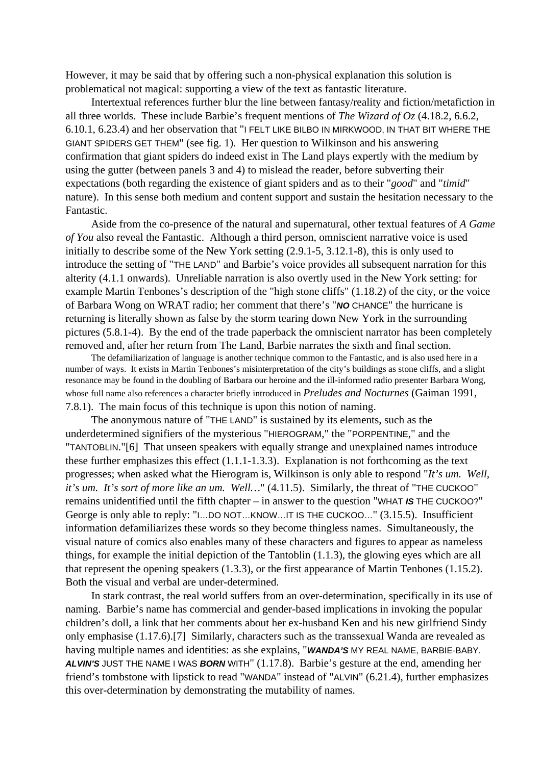However, it may be said that by offering such a non-physical explanation this solution is problematical not magical: supporting a view of the text as fantastic literature.

Intertextual references further blur the line between fantasy/reality and fiction/metafiction in all three worlds. These include Barbie's frequent mentions of *The Wizard of Oz* (4.18.2, 6.6.2, 6.10.1, 6.23.4) and her observation that "I FELT LIKE BILBO IN MIRKWOOD, IN THAT BIT WHERE THE GIANT SPIDERS GET THEM" (see fig. 1). Her question to Wilkinson and his answering confirmation that giant spiders do indeed exist in The Land plays expertly with the medium by using the gutter (between panels 3 and 4) to mislead the reader, before subverting their expectations (both regarding the existence of giant spiders and as to their "*good*" and "*timid*" nature). In this sense both medium and content support and sustain the hesitation necessary to the Fantastic.

Aside from the co-presence of the natural and supernatural, other textual features of *A Game of You* also reveal the Fantastic. Although a third person, omniscient narrative voice is used initially to describe some of the New York setting (2.9.1-5, 3.12.1-8), this is only used to introduce the setting of "THE LAND" and Barbie's voice provides all subsequent narration for this alterity (4.1.1 onwards). Unreliable narration is also overtly used in the New York setting: for example Martin Tenbones's description of the "high stone cliffs" (1.18.2) of the city, or the voice of Barbara Wong on WRAT radio; her comment that there's "***NO*** CHANCE" the hurricane is returning is literally shown as false by the storm tearing down New York in the surrounding pictures (5.8.1-4). By the end of the trade paperback the omniscient narrator has been completely removed and, after her return from The Land, Barbie narrates the sixth and final section.

The defamiliarization of language is another technique common to the Fantastic, and is also used here in a number of ways. It exists in Martin Tenbones's misinterpretation of the city's buildings as stone cliffs, and a slight resonance may be found in the doubling of Barbara our heroine and the ill-informed radio presenter Barbara Wong, whose full name also references a character briefly introduced in *Preludes and Nocturnes* (Gaiman 1991, 7.8.1). The main focus of this technique is upon this notion of naming.

The anonymous nature of "THE LAND" is sustained by its elements, such as the underdetermined signifiers of the mysterious "HIEROGRAM," the "PORPENTINE," and the "TANTOBLIN."[6] That unseen speakers with equally strange and unexplained names introduce these further emphasizes this effect (1.1.1-1.3.3). Explanation is not forthcoming as the text progresses; when asked what the Hierogram is, Wilkinson is only able to respond "*It's um. Well, it's um. It's sort of more like an um. Well…*" (4.11.5). Similarly, the threat of "THE CUCKOO" remains unidentified until the fifth chapter – in answer to the question "WHAT ***IS*** THE CUCKOO?" George is only able to reply: "I…DO NOT…KNOW…IT IS THE CUCKOO…" (3.15.5). Insufficient information defamiliarizes these words so they become thingless names. Simultaneously, the visual nature of comics also enables many of these characters and figures to appear as nameless things, for example the initial depiction of the Tantoblin (1.1.3), the glowing eyes which are all that represent the opening speakers (1.3.3), or the first appearance of Martin Tenbones (1.15.2). Both the visual and verbal are under-determined.

In stark contrast, the real world suffers from an over-determination, specifically in its use of naming. Barbie's name has commercial and gender-based implications in invoking the popular children's doll, a link that her comments about her ex-husband Ken and his new girlfriend Sindy only emphasise (1.17.6).[7] Similarly, characters such as the transsexual Wanda are revealed as having multiple names and identities: as she explains, "***WANDA'S*** MY REAL NAME, BARBIE-BABY. ***ALVIN'S*** JUST THE NAME I WAS ***BORN*** WITH" (1.17.8). Barbie's gesture at the end, amending her friend's tombstone with lipstick to read "WANDA" instead of "ALVIN" (6.21.4), further emphasizes this over-determination by demonstrating the mutability of names.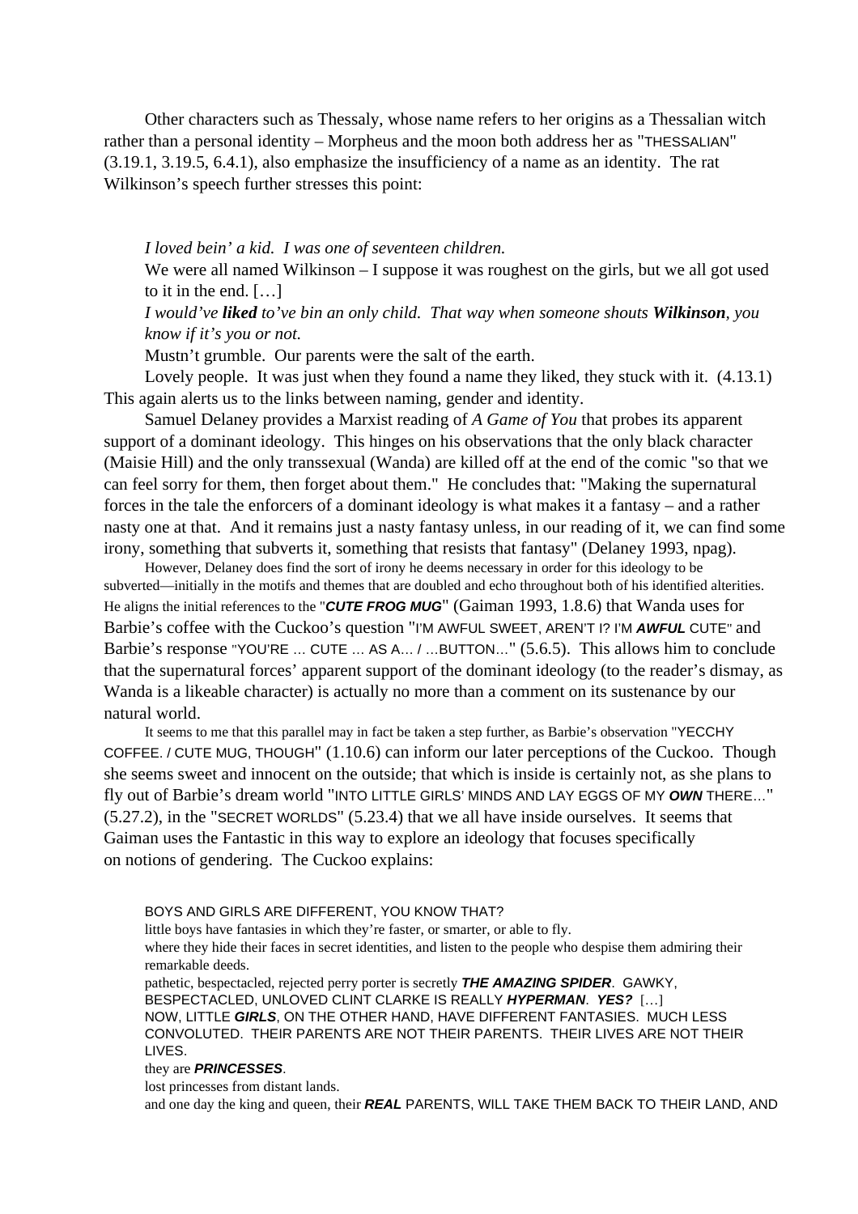Other characters such as Thessaly, whose name refers to her origins as a Thessalian witch rather than a personal identity – Morpheus and the moon both address her as "THESSALIAN" (3.19.1, 3.19.5, 6.4.1), also emphasize the insufficiency of a name as an identity. The rat Wilkinson's speech further stresses this point:

> *I loved bein' a kid. I was one of seventeen children.*
>
> We were all named Wilkinson – I suppose it was roughest on the girls, but we all got used to it in the end. […]
>
> *I would've **liked** to've bin an only child. That way when someone shouts **Wilkinson**, you know if it's you or not.*
>
> Mustn't grumble. Our parents were the salt of the earth.
>
> Lovely people. It was just when they found a name they liked, they stuck with it. (4.13.1)

This again alerts us to the links between naming, gender and identity.

Samuel Delaney provides a Marxist reading of *A Game of You* that probes its apparent support of a dominant ideology. This hinges on his observations that the only black character (Maisie Hill) and the only transsexual (Wanda) are killed off at the end of the comic "so that we can feel sorry for them, then forget about them." He concludes that: "Making the supernatural forces in the tale the enforcers of a dominant ideology is what makes it a fantasy – and a rather nasty one at that. And it remains just a nasty fantasy unless, in our reading of it, we can find some irony, something that subverts it, something that resists that fantasy" (Delaney 1993, npag).

However, Delaney does find the sort of irony he deems necessary in order for this ideology to be subverted—initially in the motifs and themes that are doubled and echo throughout both of his identified alterities. He aligns the initial references to the "***CUTE FROG MUG***" (Gaiman 1993, 1.8.6) that Wanda uses for Barbie's coffee with the Cuckoo's question "I'M AWFUL SWEET, AREN'T I? I'M ***AWFUL*** CUTE" and Barbie's response "YOU'RE … CUTE … AS A… / …BUTTON…" (5.6.5). This allows him to conclude that the supernatural forces' apparent support of the dominant ideology (to the reader's dismay, as Wanda is a likeable character) is actually no more than a comment on its sustenance by our natural world.

It seems to me that this parallel may in fact be taken a step further, as Barbie's observation "YECCHY COFFEE. / CUTE MUG, THOUGH" (1.10.6) can inform our later perceptions of the Cuckoo. Though she seems sweet and innocent on the outside; that which is inside is certainly not, as she plans to fly out of Barbie's dream world "INTO LITTLE GIRLS' MINDS AND LAY EGGS OF MY ***OWN*** THERE…" (5.27.2), in the "SECRET WORLDS" (5.23.4) that we all have inside ourselves. It seems that Gaiman uses the Fantastic in this way to explore an ideology that focuses specifically on notions of gendering. The Cuckoo explains:

> BOYS AND GIRLS ARE DIFFERENT, YOU KNOW THAT?
>
> little boys have fantasies in which they're faster, or smarter, or able to fly.
>
> where they hide their faces in secret identities, and listen to the people who despise them admiring their remarkable deeds.
>
> pathetic, bespectacled, rejected perry porter is secretly ***THE AMAZING SPIDER***. GAWKY, BESPECTACLED, UNLOVED CLINT CLARKE IS REALLY ***HYPERMAN***. ***YES?*** […]
>
> NOW, LITTLE ***GIRLS***, ON THE OTHER HAND, HAVE DIFFERENT FANTASIES. MUCH LESS CONVOLUTED. THEIR PARENTS ARE NOT THEIR PARENTS. THEIR LIVES ARE NOT THEIR LIVES.
>
> they are ***PRINCESSES***.
>
> lost princesses from distant lands.
>
> and one day the king and queen, their ***REAL*** PARENTS, WILL TAKE THEM BACK TO THEIR LAND, AND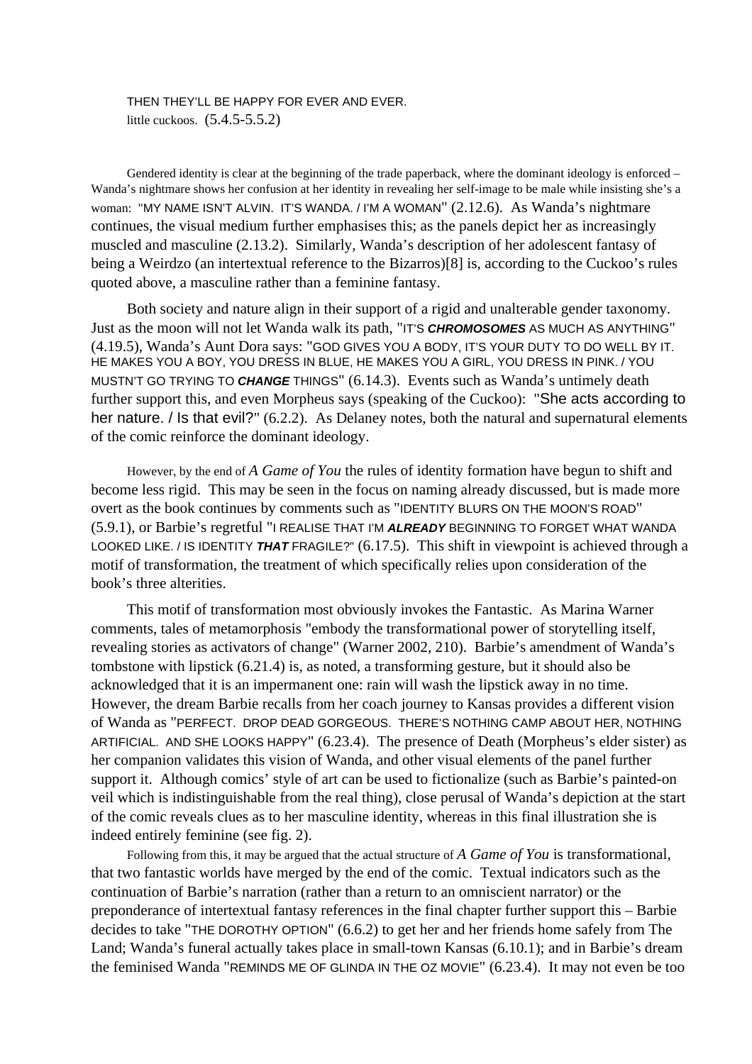THEN THEY'LL BE HAPPY FOR EVER AND EVER.
little cuckoos. (5.4.5-5.5.2)

Gendered identity is clear at the beginning of the trade paperback, where the dominant ideology is enforced – Wanda's nightmare shows her confusion at her identity in revealing her self-image to be male while insisting she's a woman: "MY NAME ISN'T ALVIN. IT'S WANDA. / I'M A WOMAN" (2.12.6). As Wanda's nightmare continues, the visual medium further emphasises this; as the panels depict her as increasingly muscled and masculine (2.13.2). Similarly, Wanda's description of her adolescent fantasy of being a Weirdzo (an intertextual reference to the Bizarros)[8] is, according to the Cuckoo's rules quoted above, a masculine rather than a feminine fantasy.

Both society and nature align in their support of a rigid and unalterable gender taxonomy. Just as the moon will not let Wanda walk its path, "IT'S ***CHROMOSOMES*** AS MUCH AS ANYTHING" (4.19.5), Wanda's Aunt Dora says: "GOD GIVES YOU A BODY, IT'S YOUR DUTY TO DO WELL BY IT. HE MAKES YOU A BOY, YOU DRESS IN BLUE, HE MAKES YOU A GIRL, YOU DRESS IN PINK. / YOU MUSTN'T GO TRYING TO ***CHANGE*** THINGS" (6.14.3). Events such as Wanda's untimely death further support this, and even Morpheus says (speaking of the Cuckoo): "She acts according to her nature. / Is that evil?" (6.2.2). As Delaney notes, both the natural and supernatural elements of the comic reinforce the dominant ideology.

However, by the end of *A Game of You* the rules of identity formation have begun to shift and become less rigid. This may be seen in the focus on naming already discussed, but is made more overt as the book continues by comments such as "IDENTITY BLURS ON THE MOON'S ROAD" (5.9.1), or Barbie's regretful "I REALISE THAT I'M ***ALREADY*** BEGINNING TO FORGET WHAT WANDA LOOKED LIKE. / IS IDENTITY ***THAT*** FRAGILE?" (6.17.5). This shift in viewpoint is achieved through a motif of transformation, the treatment of which specifically relies upon consideration of the book's three alterities.

This motif of transformation most obviously invokes the Fantastic. As Marina Warner comments, tales of metamorphosis "embody the transformational power of storytelling itself, revealing stories as activators of change" (Warner 2002, 210). Barbie's amendment of Wanda's tombstone with lipstick (6.21.4) is, as noted, a transforming gesture, but it should also be acknowledged that it is an impermanent one: rain will wash the lipstick away in no time. However, the dream Barbie recalls from her coach journey to Kansas provides a different vision of Wanda as "PERFECT. DROP DEAD GORGEOUS. THERE'S NOTHING CAMP ABOUT HER, NOTHING ARTIFICIAL. AND SHE LOOKS HAPPY" (6.23.4). The presence of Death (Morpheus's elder sister) as her companion validates this vision of Wanda, and other visual elements of the panel further support it. Although comics' style of art can be used to fictionalize (such as Barbie's painted-on veil which is indistinguishable from the real thing), close perusal of Wanda's depiction at the start of the comic reveals clues as to her masculine identity, whereas in this final illustration she is indeed entirely feminine (see fig. 2).

Following from this, it may be argued that the actual structure of *A Game of You* is transformational, that two fantastic worlds have merged by the end of the comic. Textual indicators such as the continuation of Barbie's narration (rather than a return to an omniscient narrator) or the preponderance of intertextual fantasy references in the final chapter further support this – Barbie decides to take "THE DOROTHY OPTION" (6.6.2) to get her and her friends home safely from The Land; Wanda's funeral actually takes place in small-town Kansas (6.10.1); and in Barbie's dream the feminised Wanda "REMINDS ME OF GLINDA IN THE OZ MOVIE" (6.23.4). It may not even be too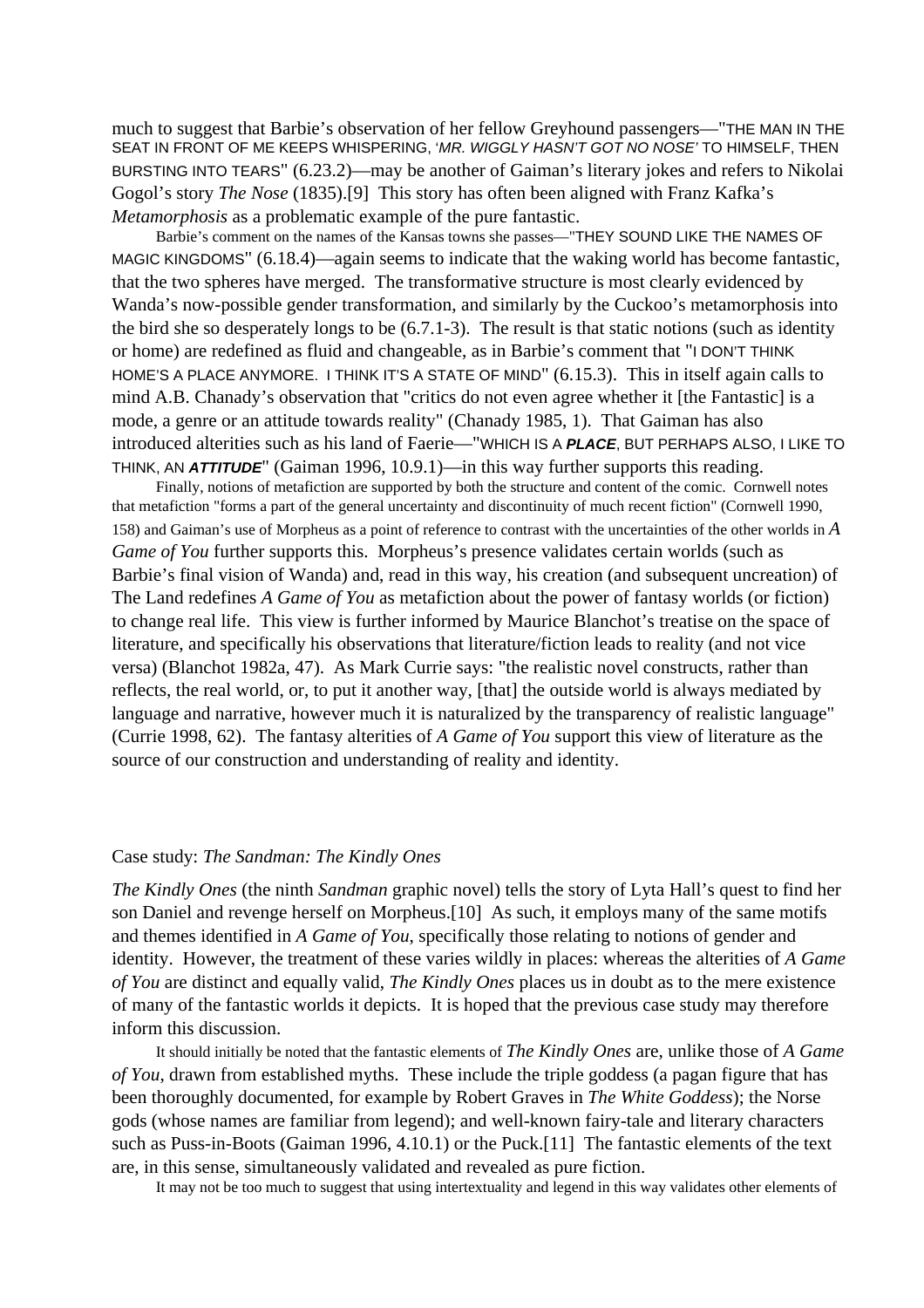much to suggest that Barbie's observation of her fellow Greyhound passengers—"THE MAN IN THE SEAT IN FRONT OF ME KEEPS WHISPERING, '*MR. WIGGLY HASN'T GOT NO NOSE*' TO HIMSELF, THEN BURSTING INTO TEARS" (6.23.2)—may be another of Gaiman's literary jokes and refers to Nikolai Gogol's story *The Nose* (1835).[9] This story has often been aligned with Franz Kafka's *Metamorphosis* as a problematic example of the pure fantastic.

Barbie's comment on the names of the Kansas towns she passes—"THEY SOUND LIKE THE NAMES OF MAGIC KINGDOMS" (6.18.4)—again seems to indicate that the waking world has become fantastic, that the two spheres have merged. The transformative structure is most clearly evidenced by Wanda's now-possible gender transformation, and similarly by the Cuckoo's metamorphosis into the bird she so desperately longs to be (6.7.1-3). The result is that static notions (such as identity or home) are redefined as fluid and changeable, as in Barbie's comment that "I DON'T THINK HOME'S A PLACE ANYMORE. I THINK IT'S A STATE OF MIND" (6.15.3). This in itself again calls to mind A.B. Chanady's observation that "critics do not even agree whether it [the Fantastic] is a mode, a genre or an attitude towards reality" (Chanady 1985, 1). That Gaiman has also introduced alterities such as his land of Faerie—"WHICH IS A ***PLACE***, BUT PERHAPS ALSO, I LIKE TO THINK, AN ***ATTITUDE***" (Gaiman 1996, 10.9.1)—in this way further supports this reading.

Finally, notions of metafiction are supported by both the structure and content of the comic. Cornwell notes that metafiction "forms a part of the general uncertainty and discontinuity of much recent fiction" (Cornwell 1990, 158) and Gaiman's use of Morpheus as a point of reference to contrast with the uncertainties of the other worlds in *A Game of You* further supports this. Morpheus's presence validates certain worlds (such as Barbie's final vision of Wanda) and, read in this way, his creation (and subsequent uncreation) of The Land redefines *A Game of You* as metafiction about the power of fantasy worlds (or fiction) to change real life. This view is further informed by Maurice Blanchot's treatise on the space of literature, and specifically his observations that literature/fiction leads to reality (and not vice versa) (Blanchot 1982a, 47). As Mark Currie says: "the realistic novel constructs, rather than reflects, the real world, or, to put it another way, [that] the outside world is always mediated by language and narrative, however much it is naturalized by the transparency of realistic language" (Currie 1998, 62). The fantasy alterities of *A Game of You* support this view of literature as the source of our construction and understanding of reality and identity.

## Case study: *The Sandman: The Kindly Ones*

*The Kindly Ones* (the ninth *Sandman* graphic novel) tells the story of Lyta Hall's quest to find her son Daniel and revenge herself on Morpheus.[10] As such, it employs many of the same motifs and themes identified in *A Game of You*, specifically those relating to notions of gender and identity. However, the treatment of these varies wildly in places: whereas the alterities of *A Game of You* are distinct and equally valid, *The Kindly Ones* places us in doubt as to the mere existence of many of the fantastic worlds it depicts. It is hoped that the previous case study may therefore inform this discussion.

It should initially be noted that the fantastic elements of *The Kindly Ones* are, unlike those of *A Game of You*, drawn from established myths. These include the triple goddess (a pagan figure that has been thoroughly documented, for example by Robert Graves in *The White Goddess*); the Norse gods (whose names are familiar from legend); and well-known fairy-tale and literary characters such as Puss-in-Boots (Gaiman 1996, 4.10.1) or the Puck.[11] The fantastic elements of the text are, in this sense, simultaneously validated and revealed as pure fiction.

It may not be too much to suggest that using intertextuality and legend in this way validates other elements of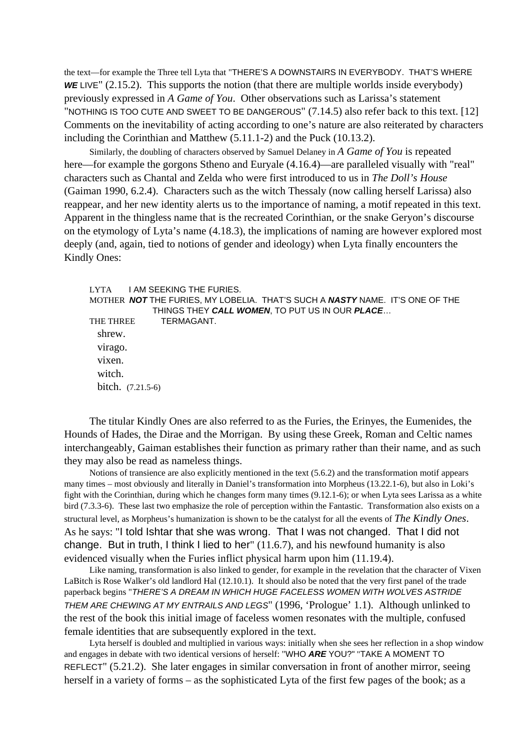the text—for example the Three tell Lyta that "THERE'S A DOWNSTAIRS IN EVERYBODY. THAT'S WHERE ***WE*** LIVE" (2.15.2). This supports the notion (that there are multiple worlds inside everybody) previously expressed in *A Game of You*. Other observations such as Larissa's statement "NOTHING IS TOO CUTE AND SWEET TO BE DANGEROUS" (7.14.5) also refer back to this text. [12] Comments on the inevitability of acting according to one's nature are also reiterated by characters including the Corinthian and Matthew (5.11.1-2) and the Puck (10.13.2).

Similarly, the doubling of characters observed by Samuel Delaney in *A Game of You* is repeated here—for example the gorgons Stheno and Euryale (4.16.4)—are paralleled visually with "real" characters such as Chantal and Zelda who were first introduced to us in *The Doll's House* (Gaiman 1990, 6.2.4). Characters such as the witch Thessaly (now calling herself Larissa) also reappear, and her new identity alerts us to the importance of naming, a motif repeated in this text. Apparent in the thingless name that is the recreated Corinthian, or the snake Geryon's discourse on the etymology of Lyta's name (4.18.3), the implications of naming are however explored most deeply (and, again, tied to notions of gender and ideology) when Lyta finally encounters the Kindly Ones:

> LYTA I AM SEEKING THE FURIES.
> MOTHER ***NOT*** THE FURIES, MY LOBELIA. THAT'S SUCH A ***NASTY*** NAME. IT'S ONE OF THE THINGS THEY ***CALL WOMEN***, TO PUT US IN OUR ***PLACE***…
> THE THREE TERMAGANT.
> shrew.
> virago.
> vixen.
> witch.
> bitch. (7.21.5-6)

The titular Kindly Ones are also referred to as the Furies, the Erinyes, the Eumenides, the Hounds of Hades, the Dirae and the Morrigan. By using these Greek, Roman and Celtic names interchangeably, Gaiman establishes their function as primary rather than their name, and as such they may also be read as nameless things.

Notions of transience are also explicitly mentioned in the text (5.6.2) and the transformation motif appears many times – most obviously and literally in Daniel's transformation into Morpheus (13.22.1-6), but also in Loki's fight with the Corinthian, during which he changes form many times (9.12.1-6); or when Lyta sees Larissa as a white bird (7.3.3-6). These last two emphasize the role of perception within the Fantastic. Transformation also exists on a structural level, as Morpheus's humanization is shown to be the catalyst for all the events of *The Kindly Ones*. As he says: "I told Ishtar that she was wrong. That I was not changed. That I did not change. But in truth, I think I lied to her" (11.6.7), and his newfound humanity is also evidenced visually when the Furies inflict physical harm upon him (11.19.4).

Like naming, transformation is also linked to gender, for example in the revelation that the character of Vixen LaBitch is Rose Walker's old landlord Hal (12.10.1). It should also be noted that the very first panel of the trade paperback begins "*THERE'S A DREAM IN WHICH HUGE FACELESS WOMEN WITH WOLVES ASTRIDE THEM ARE CHEWING AT MY ENTRAILS AND LEGS*" (1996, 'Prologue' 1.1). Although unlinked to the rest of the book this initial image of faceless women resonates with the multiple, confused female identities that are subsequently explored in the text.

Lyta herself is doubled and multiplied in various ways: initially when she sees her reflection in a shop window and engages in debate with two identical versions of herself: "WHO ***ARE*** YOU?" "TAKE A MOMENT TO REFLECT" (5.21.2). She later engages in similar conversation in front of another mirror, seeing herself in a variety of forms – as the sophisticated Lyta of the first few pages of the book; as a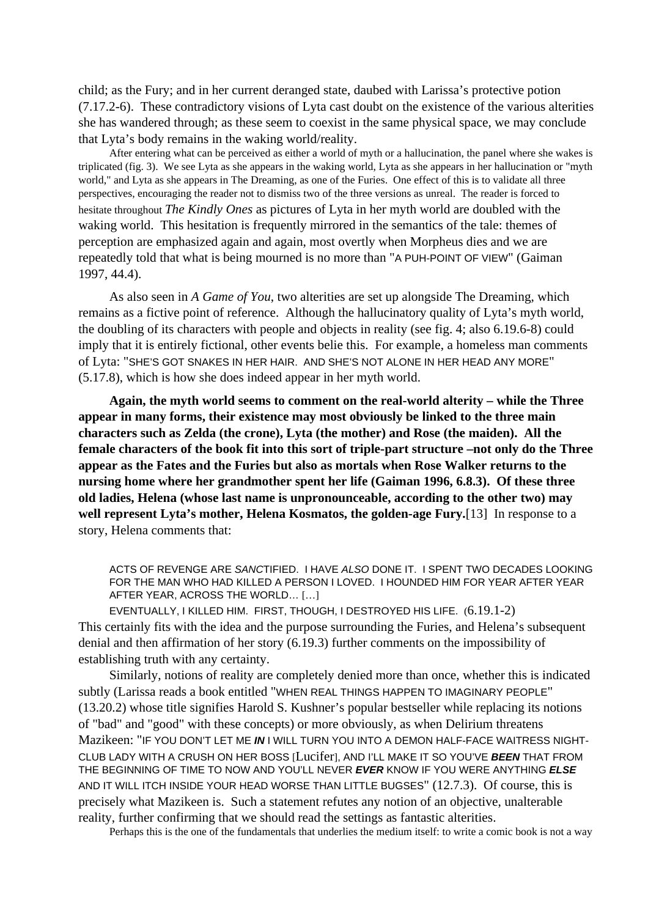child; as the Fury; and in her current deranged state, daubed with Larissa's protective potion (7.17.2-6). These contradictory visions of Lyta cast doubt on the existence of the various alterities she has wandered through; as these seem to coexist in the same physical space, we may conclude that Lyta's body remains in the waking world/reality.

After entering what can be perceived as either a world of myth or a hallucination, the panel where she wakes is triplicated (fig. 3). We see Lyta as she appears in the waking world, Lyta as she appears in her hallucination or "myth world," and Lyta as she appears in The Dreaming, as one of the Furies. One effect of this is to validate all three perspectives, encouraging the reader not to dismiss two of the three versions as unreal. The reader is forced to hesitate throughout *The Kindly Ones* as pictures of Lyta in her myth world are doubled with the waking world. This hesitation is frequently mirrored in the semantics of the tale: themes of perception are emphasized again and again, most overtly when Morpheus dies and we are repeatedly told that what is being mourned is no more than "A PUH-POINT OF VIEW" (Gaiman 1997, 44.4).

As also seen in *A Game of You*, two alterities are set up alongside The Dreaming, which remains as a fictive point of reference. Although the hallucinatory quality of Lyta's myth world, the doubling of its characters with people and objects in reality (see fig. 4; also 6.19.6-8) could imply that it is entirely fictional, other events belie this. For example, a homeless man comments of Lyta: "SHE'S GOT SNAKES IN HER HAIR. AND SHE'S NOT ALONE IN HER HEAD ANY MORE" (5.17.8), which is how she does indeed appear in her myth world.

**Again, the myth world seems to comment on the real-world alterity – while the Three appear in many forms, their existence may most obviously be linked to the three main characters such as Zelda (the crone), Lyta (the mother) and Rose (the maiden). All the female characters of the book fit into this sort of triple-part structure –not only do the Three appear as the Fates and the Furies but also as mortals when Rose Walker returns to the nursing home where her grandmother spent her life (Gaiman 1996, 6.8.3). Of these three old ladies, Helena (whose last name is unpronounceable, according to the other two) may well represent Lyta's mother, Helena Kosmatos, the golden-age Fury.**[13] In response to a story, Helena comments that:

> ACTS OF REVENGE ARE *SANC*TIFIED. I HAVE *ALSO* DONE IT. I SPENT TWO DECADES LOOKING FOR THE MAN WHO HAD KILLED A PERSON I LOVED. I HOUNDED HIM FOR YEAR AFTER YEAR AFTER YEAR, ACROSS THE WORLD… […]
>
> EVENTUALLY, I KILLED HIM. FIRST, THOUGH, I DESTROYED HIS LIFE. (6.19.1-2)

This certainly fits with the idea and the purpose surrounding the Furies, and Helena's subsequent denial and then affirmation of her story (6.19.3) further comments on the impossibility of establishing truth with any certainty.

Similarly, notions of reality are completely denied more than once, whether this is indicated subtly (Larissa reads a book entitled "WHEN REAL THINGS HAPPEN TO IMAGINARY PEOPLE" (13.20.2) whose title signifies Harold S. Kushner's popular bestseller while replacing its notions of "bad" and "good" with these concepts) or more obviously, as when Delirium threatens Mazikeen: "IF YOU DON'T LET ME ***IN*** I WILL TURN YOU INTO A DEMON HALF-FACE WAITRESS NIGHT-CLUB LADY WITH A CRUSH ON HER BOSS [Lucifer], AND I'LL MAKE IT SO YOU'VE ***BEEN*** THAT FROM THE BEGINNING OF TIME TO NOW AND YOU'LL NEVER ***EVER*** KNOW IF YOU WERE ANYTHING ***ELSE*** AND IT WILL ITCH INSIDE YOUR HEAD WORSE THAN LITTLE BUGSES" (12.7.3). Of course, this is precisely what Mazikeen is. Such a statement refutes any notion of an objective, unalterable reality, further confirming that we should read the settings as fantastic alterities.

Perhaps this is the one of the fundamentals that underlies the medium itself: to write a comic book is not a way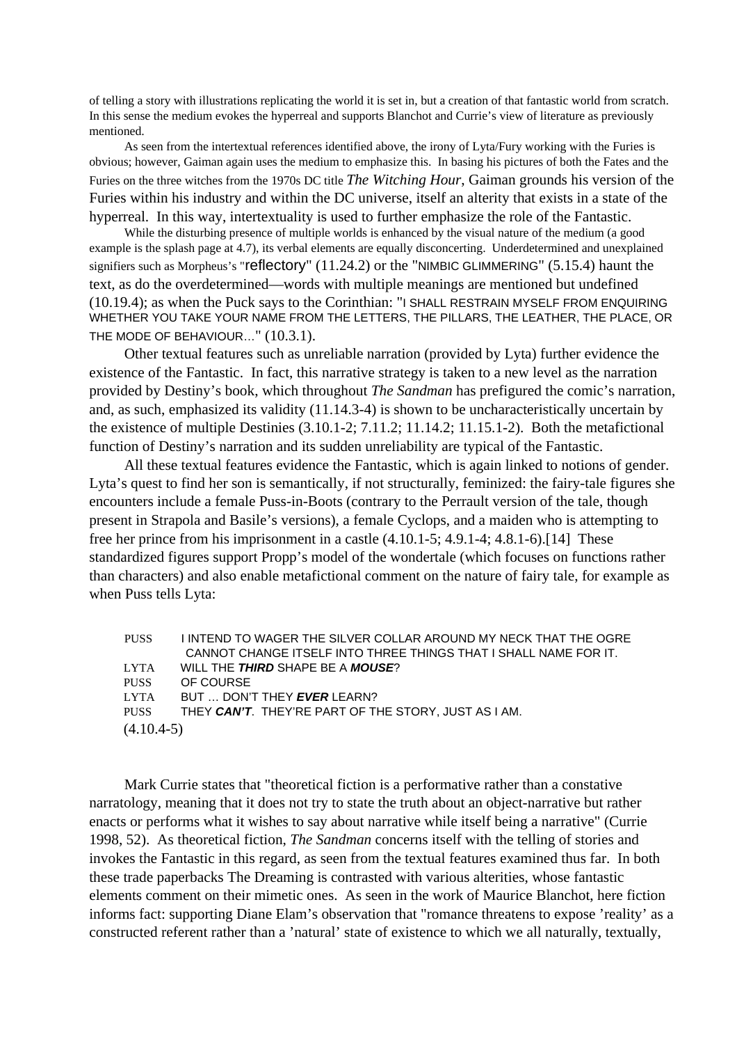of telling a story with illustrations replicating the world it is set in, but a creation of that fantastic world from scratch. In this sense the medium evokes the hyperreal and supports Blanchot and Currie's view of literature as previously mentioned.

As seen from the intertextual references identified above, the irony of Lyta/Fury working with the Furies is obvious; however, Gaiman again uses the medium to emphasize this. In basing his pictures of both the Fates and the Furies on the three witches from the 1970s DC title *The Witching Hour*, Gaiman grounds his version of the Furies within his industry and within the DC universe, itself an alterity that exists in a state of the hyperreal. In this way, intertextuality is used to further emphasize the role of the Fantastic.

While the disturbing presence of multiple worlds is enhanced by the visual nature of the medium (a good example is the splash page at 4.7), its verbal elements are equally disconcerting. Underdetermined and unexplained signifiers such as Morpheus's "reflectory" (11.24.2) or the "NIMBIC GLIMMERING" (5.15.4) haunt the text, as do the overdetermined—words with multiple meanings are mentioned but undefined (10.19.4); as when the Puck says to the Corinthian: "I SHALL RESTRAIN MYSELF FROM ENQUIRING WHETHER YOU TAKE YOUR NAME FROM THE LETTERS, THE PILLARS, THE LEATHER, THE PLACE, OR THE MODE OF BEHAVIOUR…" (10.3.1).

Other textual features such as unreliable narration (provided by Lyta) further evidence the existence of the Fantastic. In fact, this narrative strategy is taken to a new level as the narration provided by Destiny's book, which throughout *The Sandman* has prefigured the comic's narration, and, as such, emphasized its validity (11.14.3-4) is shown to be uncharacteristically uncertain by the existence of multiple Destinies (3.10.1-2; 7.11.2; 11.14.2; 11.15.1-2). Both the metafictional function of Destiny's narration and its sudden unreliability are typical of the Fantastic.

All these textual features evidence the Fantastic, which is again linked to notions of gender. Lyta's quest to find her son is semantically, if not structurally, feminized: the fairy-tale figures she encounters include a female Puss-in-Boots (contrary to the Perrault version of the tale, though present in Strapola and Basile's versions), a female Cyclops, and a maiden who is attempting to free her prince from his imprisonment in a castle (4.10.1-5; 4.9.1-4; 4.8.1-6).[14] These standardized figures support Propp's model of the wondertale (which focuses on functions rather than characters) and also enable metafictional comment on the nature of fairy tale, for example as when Puss tells Lyta:

> PUSS I INTEND TO WAGER THE SILVER COLLAR AROUND MY NECK THAT THE OGRE CANNOT CHANGE ITSELF INTO THREE THINGS THAT I SHALL NAME FOR IT.
> LYTA WILL THE ***THIRD*** SHAPE BE A ***MOUSE***?
> PUSS OF COURSE
> LYTA BUT … DON'T THEY ***EVER*** LEARN?
> PUSS THEY ***CAN'T***. THEY'RE PART OF THE STORY, JUST AS I AM.
> (4.10.4-5)

Mark Currie states that "theoretical fiction is a performative rather than a constative narratology, meaning that it does not try to state the truth about an object-narrative but rather enacts or performs what it wishes to say about narrative while itself being a narrative" (Currie 1998, 52). As theoretical fiction, *The Sandman* concerns itself with the telling of stories and invokes the Fantastic in this regard, as seen from the textual features examined thus far. In both these trade paperbacks The Dreaming is contrasted with various alterities, whose fantastic elements comment on their mimetic ones. As seen in the work of Maurice Blanchot, here fiction informs fact: supporting Diane Elam's observation that "romance threatens to expose 'reality' as a constructed referent rather than a 'natural' state of existence to which we all naturally, textually,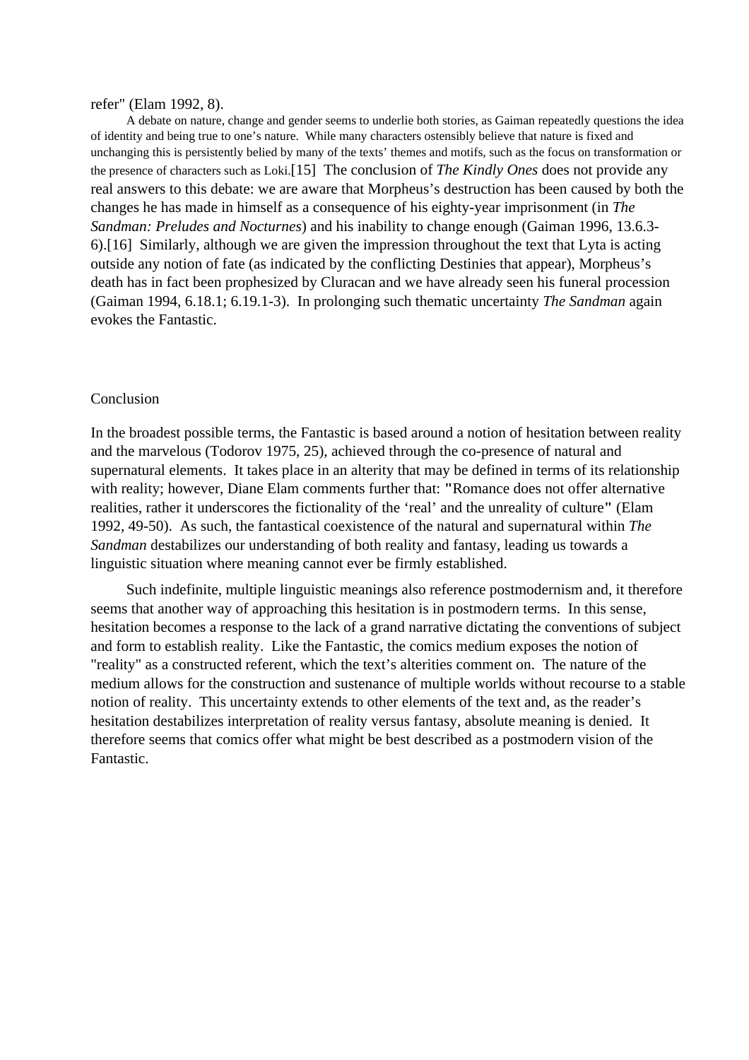refer" (Elam 1992, 8).

A debate on nature, change and gender seems to underlie both stories, as Gaiman repeatedly questions the idea of identity and being true to one's nature. While many characters ostensibly believe that nature is fixed and unchanging this is persistently belied by many of the texts' themes and motifs, such as the focus on transformation or the presence of characters such as Loki.[15] The conclusion of *The Kindly Ones* does not provide any real answers to this debate: we are aware that Morpheus's destruction has been caused by both the changes he has made in himself as a consequence of his eighty-year imprisonment (in *The Sandman: Preludes and Nocturnes*) and his inability to change enough (Gaiman 1996, 13.6.3-6).[16] Similarly, although we are given the impression throughout the text that Lyta is acting outside any notion of fate (as indicated by the conflicting Destinies that appear), Morpheus's death has in fact been prophesized by Cluracan and we have already seen his funeral procession (Gaiman 1994, 6.18.1; 6.19.1-3). In prolonging such thematic uncertainty *The Sandman* again evokes the Fantastic.

## Conclusion

In the broadest possible terms, the Fantastic is based around a notion of hesitation between reality and the marvelous (Todorov 1975, 25), achieved through the co-presence of natural and supernatural elements. It takes place in an alterity that may be defined in terms of its relationship with reality; however, Diane Elam comments further that: "Romance does not offer alternative realities, rather it underscores the fictionality of the 'real' and the unreality of culture" (Elam 1992, 49-50). As such, the fantastical coexistence of the natural and supernatural within *The Sandman* destabilizes our understanding of both reality and fantasy, leading us towards a linguistic situation where meaning cannot ever be firmly established.

Such indefinite, multiple linguistic meanings also reference postmodernism and, it therefore seems that another way of approaching this hesitation is in postmodern terms. In this sense, hesitation becomes a response to the lack of a grand narrative dictating the conventions of subject and form to establish reality. Like the Fantastic, the comics medium exposes the notion of "reality" as a constructed referent, which the text's alterities comment on. The nature of the medium allows for the construction and sustenance of multiple worlds without recourse to a stable notion of reality. This uncertainty extends to other elements of the text and, as the reader's hesitation destabilizes interpretation of reality versus fantasy, absolute meaning is denied. It therefore seems that comics offer what might be best described as a postmodern vision of the Fantastic.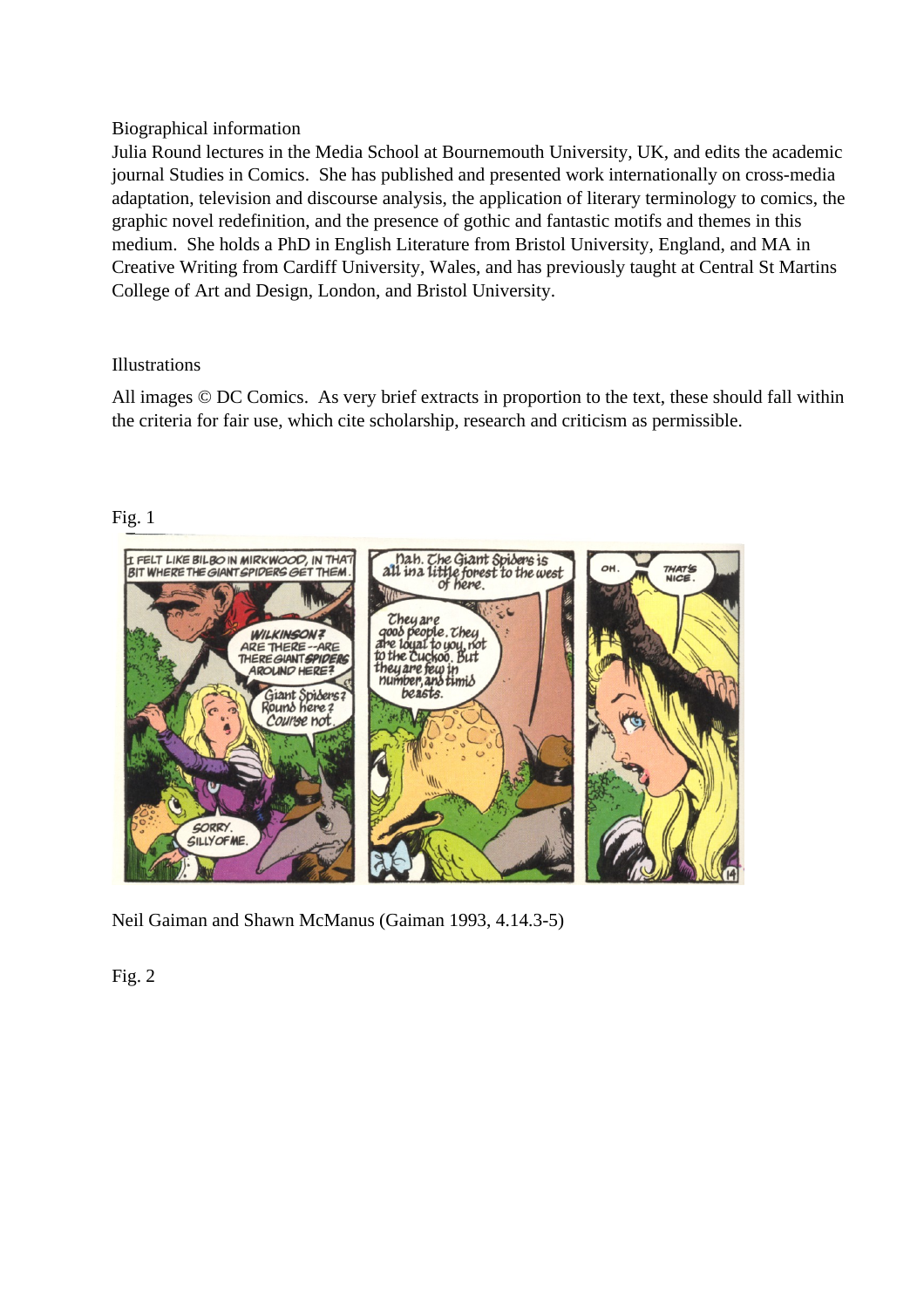Biographical information

Julia Round lectures in the Media School at Bournemouth University, UK, and edits the academic journal Studies in Comics. She has published and presented work internationally on cross-media adaptation, television and discourse analysis, the application of literary terminology to comics, the graphic novel redefinition, and the presence of gothic and fantastic motifs and themes in this medium. She holds a PhD in English Literature from Bristol University, England, and MA in Creative Writing from Cardiff University, Wales, and has previously taught at Central St Martins College of Art and Design, London, and Bristol University.

Illustrations

All images © DC Comics. As very brief extracts in proportion to the text, these should fall within the criteria for fair use, which cite scholarship, research and criticism as permissible.

Fig. 1

Neil Gaiman and Shawn McManus (Gaiman 1993, 4.14.3-5)

Fig. 2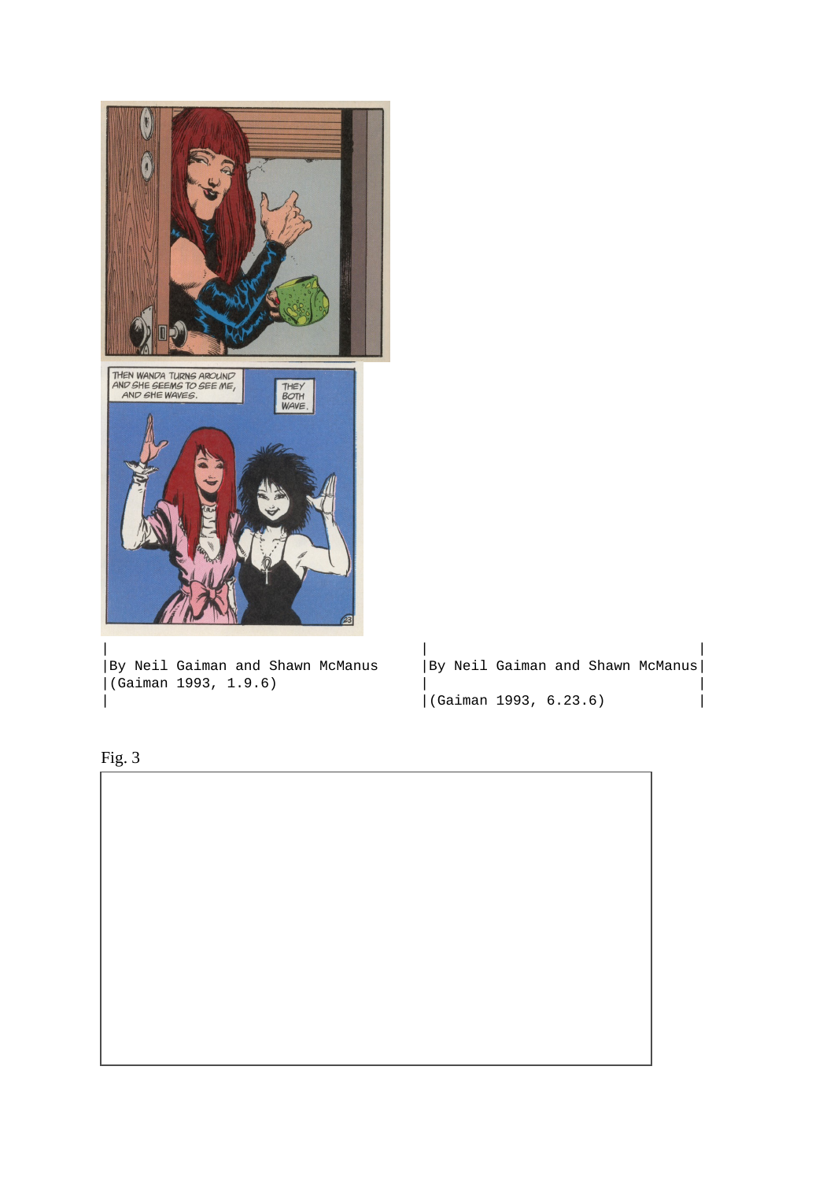|By Neil Gaiman and Shawn McManus
|(Gaiman 1993, 1.9.6)

|By Neil Gaiman and Shawn McManus|
|(Gaiman 1993, 6.23.6)

Fig. 3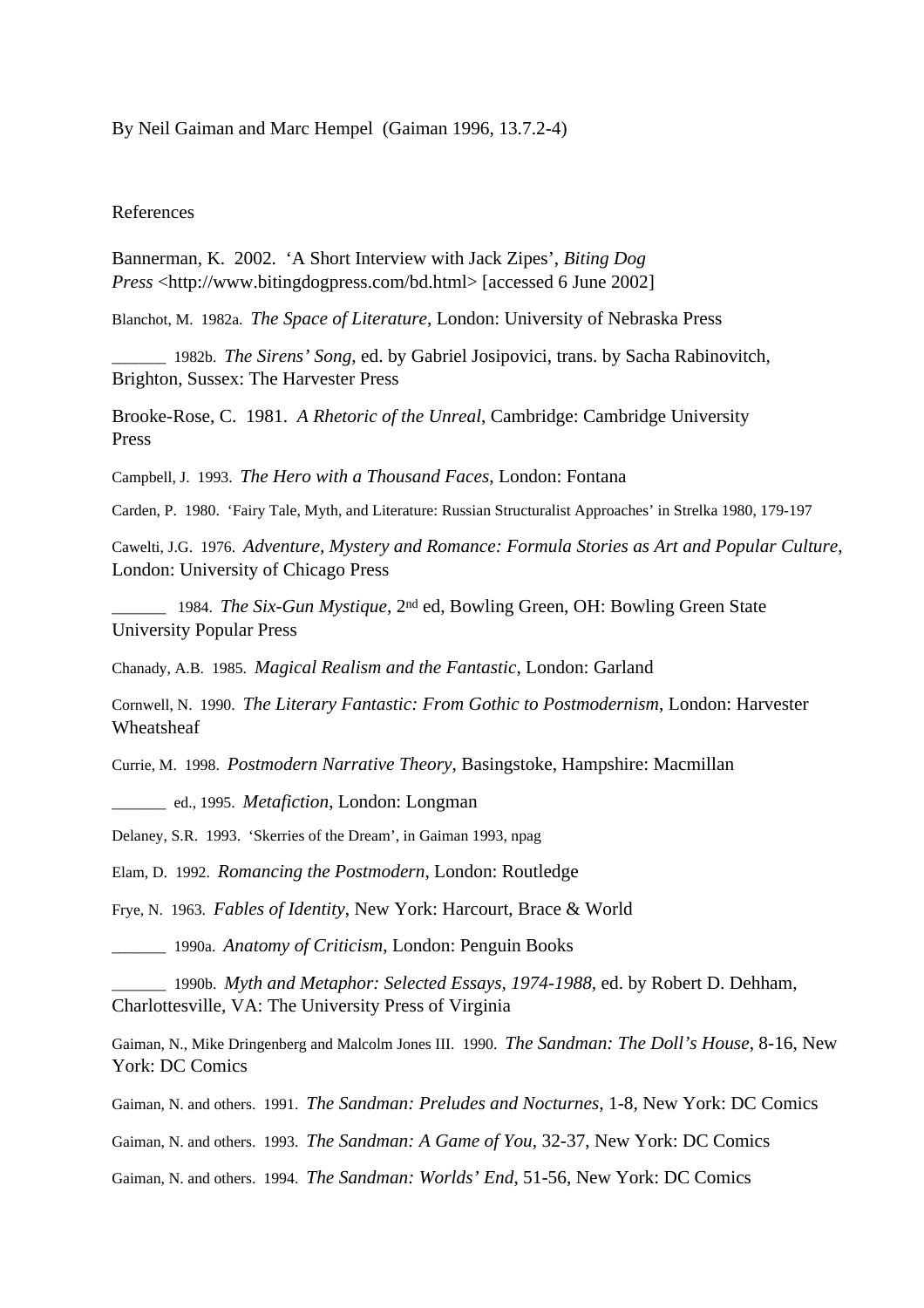By Neil Gaiman and Marc Hempel (Gaiman 1996, 13.7.2-4)

References

Bannerman, K. 2002. 'A Short Interview with Jack Zipes', *Biting Dog Press* <http://www.bitingdogpress.com/bd.html> [accessed 6 June 2002]

Blanchot, M. 1982a. *The Space of Literature*, London: University of Nebraska Press

______ 1982b. *The Sirens' Song*, ed. by Gabriel Josipovici, trans. by Sacha Rabinovitch, Brighton, Sussex: The Harvester Press

Brooke-Rose, C. 1981. *A Rhetoric of the Unreal*, Cambridge: Cambridge University Press

Campbell, J. 1993. *The Hero with a Thousand Faces*, London: Fontana

Carden, P. 1980. 'Fairy Tale, Myth, and Literature: Russian Structuralist Approaches' in Strelka 1980, 179-197

Cawelti, J.G. 1976. *Adventure, Mystery and Romance: Formula Stories as Art and Popular Culture*, London: University of Chicago Press

______ 1984. *The Six-Gun Mystique*, 2nd ed, Bowling Green, OH: Bowling Green State University Popular Press

Chanady, A.B. 1985. *Magical Realism and the Fantastic*, London: Garland

Cornwell, N. 1990. *The Literary Fantastic: From Gothic to Postmodernism*, London: Harvester Wheatsheaf

Currie, M. 1998. *Postmodern Narrative Theory*, Basingstoke, Hampshire: Macmillan

______ ed., 1995. *Metafiction*, London: Longman

Delaney, S.R. 1993. 'Skerries of the Dream', in Gaiman 1993, npag

Elam, D. 1992. *Romancing the Postmodern*, London: Routledge

Frye, N. 1963. *Fables of Identity*, New York: Harcourt, Brace & World

______ 1990a. *Anatomy of Criticism*, London: Penguin Books

______ 1990b. *Myth and Metaphor: Selected Essays, 1974-1988*, ed. by Robert D. Dehham, Charlottesville, VA: The University Press of Virginia

Gaiman, N., Mike Dringenberg and Malcolm Jones III. 1990. *The Sandman: The Doll's House*, 8-16, New York: DC Comics

Gaiman, N. and others. 1991. *The Sandman: Preludes and Nocturnes*, 1-8, New York: DC Comics

Gaiman, N. and others. 1993. *The Sandman: A Game of You*, 32-37, New York: DC Comics

Gaiman, N. and others. 1994. *The Sandman: Worlds' End*, 51-56, New York: DC Comics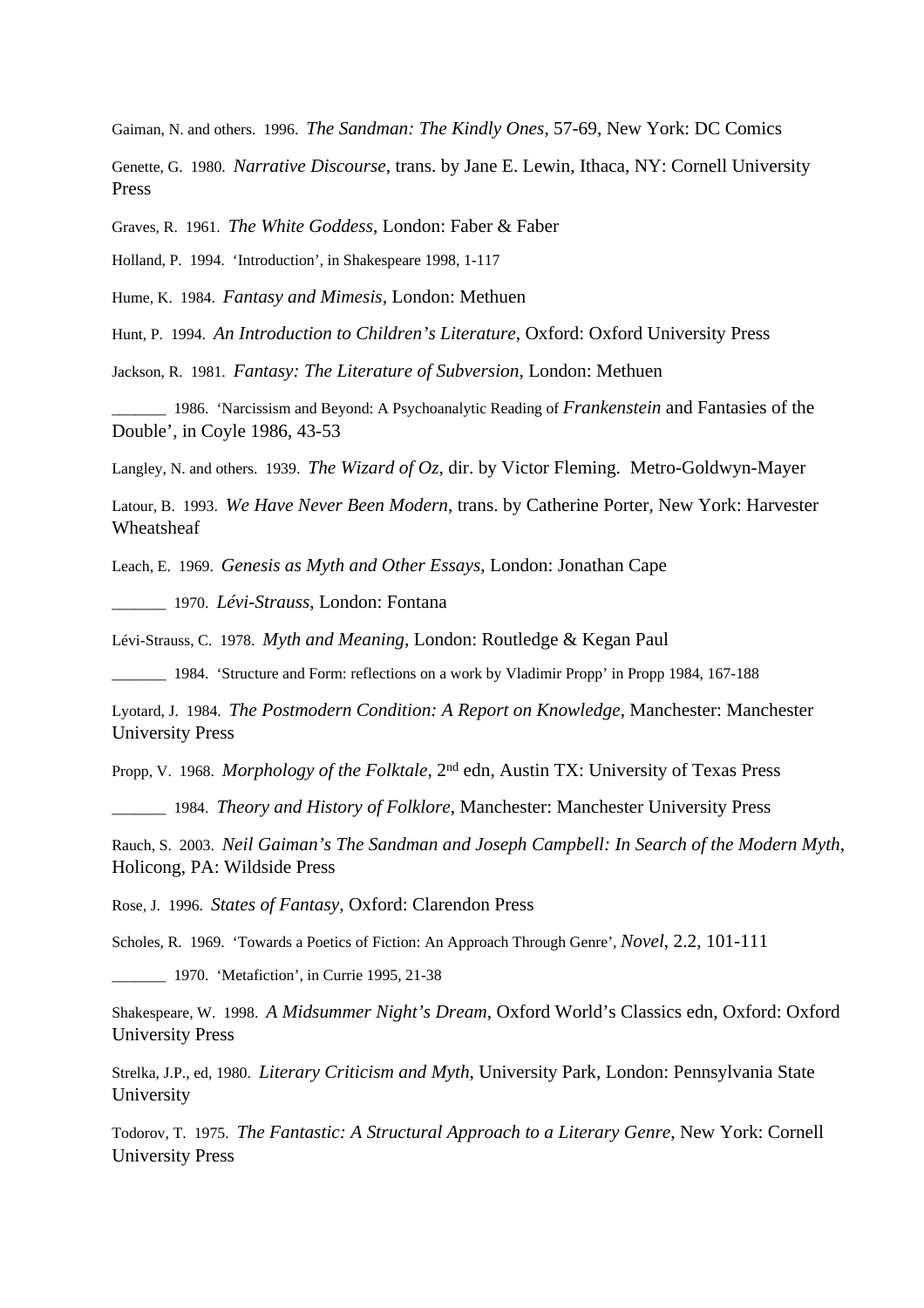Gaiman, N. and others. 1996. *The Sandman: The Kindly Ones*, 57-69, New York: DC Comics

Genette, G. 1980. *Narrative Discourse*, trans. by Jane E. Lewin, Ithaca, NY: Cornell University Press

Graves, R. 1961. *The White Goddess*, London: Faber & Faber

Holland, P. 1994. 'Introduction', in Shakespeare 1998, 1-117

Hume, K. 1984. *Fantasy and Mimesis*, London: Methuen

Hunt, P. 1994. *An Introduction to Children's Literature*, Oxford: Oxford University Press

Jackson, R. 1981. *Fantasy: The Literature of Subversion*, London: Methuen

______ 1986. 'Narcissism and Beyond: A Psychoanalytic Reading of *Frankenstein* and Fantasies of the Double', in Coyle 1986, 43-53

Langley, N. and others. 1939. *The Wizard of Oz*, dir. by Victor Fleming. Metro-Goldwyn-Mayer

Latour, B. 1993. *We Have Never Been Modern*, trans. by Catherine Porter, New York: Harvester Wheatsheaf

Leach, E. 1969. *Genesis as Myth and Other Essays*, London: Jonathan Cape

______ 1970. *Lévi-Strauss*, London: Fontana

Lévi-Strauss, C. 1978. *Myth and Meaning*, London: Routledge & Kegan Paul

______ 1984. 'Structure and Form: reflections on a work by Vladimir Propp' in Propp 1984, 167-188

Lyotard, J. 1984. *The Postmodern Condition: A Report on Knowledge*, Manchester: Manchester University Press

Propp, V. 1968. *Morphology of the Folktale*, 2nd edn, Austin TX: University of Texas Press

______ 1984. *Theory and History of Folklore*, Manchester: Manchester University Press

Rauch, S. 2003. *Neil Gaiman's The Sandman and Joseph Campbell: In Search of the Modern Myth*, Holicong, PA: Wildside Press

Rose, J. 1996. *States of Fantasy*, Oxford: Clarendon Press

Scholes, R. 1969. 'Towards a Poetics of Fiction: An Approach Through Genre', *Novel*, 2.2, 101-111

______ 1970. 'Metafiction', in Currie 1995, 21-38

Shakespeare, W. 1998. *A Midsummer Night's Dream*, Oxford World's Classics edn, Oxford: Oxford University Press

Strelka, J.P., ed, 1980. *Literary Criticism and Myth*, University Park, London: Pennsylvania State University

Todorov, T. 1975. *The Fantastic: A Structural Approach to a Literary Genre*, New York: Cornell University Press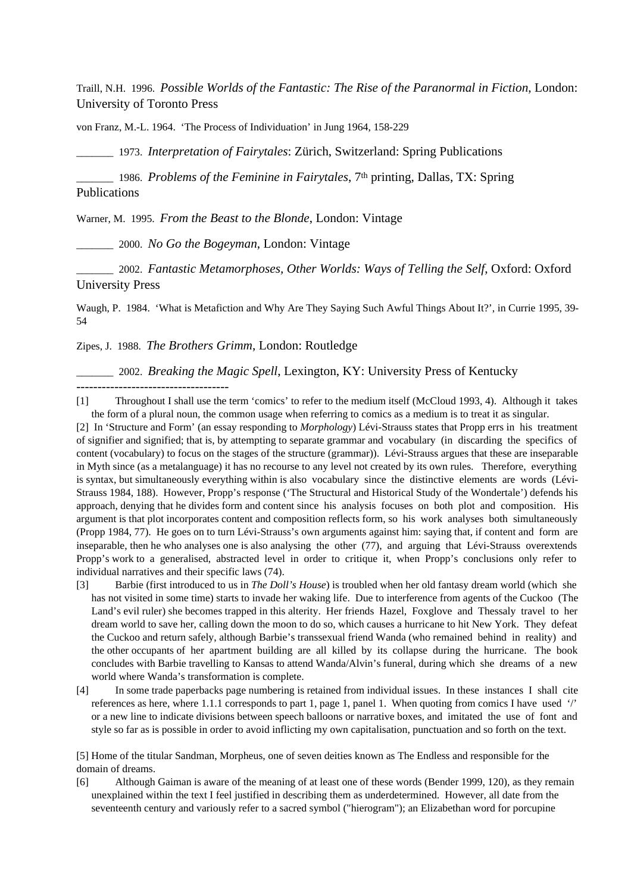Traill, N.H. 1996. *Possible Worlds of the Fantastic: The Rise of the Paranormal in Fiction*, London: University of Toronto Press

von Franz, M.-L. 1964. 'The Process of Individuation' in Jung 1964, 158-229

______ 1973. *Interpretation of Fairytales*: Zürich, Switzerland: Spring Publications

______ 1986. *Problems of the Feminine in Fairytales*, 7th printing, Dallas, TX: Spring Publications

Warner, M. 1995. *From the Beast to the Blonde*, London: Vintage

______ 2000. *No Go the Bogeyman*, London: Vintage

______ 2002. *Fantastic Metamorphoses, Other Worlds: Ways of Telling the Self*, Oxford: Oxford University Press

Waugh, P. 1984. 'What is Metafiction and Why Are They Saying Such Awful Things About It?', in Currie 1995, 39-54

Zipes, J. 1988. *The Brothers Grimm*, London: Routledge

______ 2002. *Breaking the Magic Spell*, Lexington, KY: University Press of Kentucky

------------------------------------

[1] Throughout I shall use the term 'comics' to refer to the medium itself (McCloud 1993, 4). Although it takes the form of a plural noun, the common usage when referring to comics as a medium is to treat it as singular.

[2] In 'Structure and Form' (an essay responding to *Morphology*) Lévi-Strauss states that Propp errs in his treatment of signifier and signified; that is, by attempting to separate grammar and vocabulary (in discarding the specifics of content (vocabulary) to focus on the stages of the structure (grammar)). Lévi-Strauss argues that these are inseparable in Myth since (as a metalanguage) it has no recourse to any level not created by its own rules. Therefore, everything is syntax, but simultaneously everything within is also vocabulary since the distinctive elements are words (Lévi-Strauss 1984, 188). However, Propp's response ('The Structural and Historical Study of the Wondertale') defends his approach, denying that he divides form and content since his analysis focuses on both plot and composition. His argument is that plot incorporates content and composition reflects form, so his work analyses both simultaneously (Propp 1984, 77). He goes on to turn Lévi-Strauss's own arguments against him: saying that, if content and form are inseparable, then he who analyses one is also analysing the other (77), and arguing that Lévi-Strauss overextends Propp's work to a generalised, abstracted level in order to critique it, when Propp's conclusions only refer to individual narratives and their specific laws (74).

[3] Barbie (first introduced to us in *The Doll's House*) is troubled when her old fantasy dream world (which she has not visited in some time) starts to invade her waking life. Due to interference from agents of the Cuckoo (The Land's evil ruler) she becomes trapped in this alterity. Her friends Hazel, Foxglove and Thessaly travel to her dream world to save her, calling down the moon to do so, which causes a hurricane to hit New York. They defeat the Cuckoo and return safely, although Barbie's transsexual friend Wanda (who remained behind in reality) and the other occupants of her apartment building are all killed by its collapse during the hurricane. The book concludes with Barbie travelling to Kansas to attend Wanda/Alvin's funeral, during which she dreams of a new world where Wanda's transformation is complete.

[4] In some trade paperbacks page numbering is retained from individual issues. In these instances I shall cite references as here, where 1.1.1 corresponds to part 1, page 1, panel 1. When quoting from comics I have used '/' or a new line to indicate divisions between speech balloons or narrative boxes, and imitated the use of font and style so far as is possible in order to avoid inflicting my own capitalisation, punctuation and so forth on the text.

[5] Home of the titular Sandman, Morpheus, one of seven deities known as The Endless and responsible for the domain of dreams.

[6] Although Gaiman is aware of the meaning of at least one of these words (Bender 1999, 120), as they remain unexplained within the text I feel justified in describing them as underdetermined. However, all date from the seventeenth century and variously refer to a sacred symbol ("hierogram"); an Elizabethan word for porcupine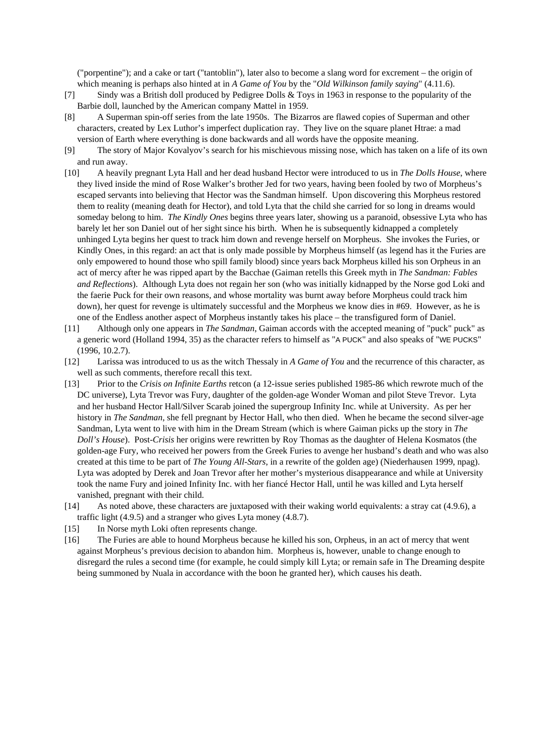("porpentine"); and a cake or tart ("tantoblin"), later also to become a slang word for excrement – the origin of which meaning is perhaps also hinted at in *A Game of You* by the "*Old Wilkinson family saying*" (4.11.6).

[7] Sindy was a British doll produced by Pedigree Dolls & Toys in 1963 in response to the popularity of the Barbie doll, launched by the American company Mattel in 1959.

[8] A Superman spin-off series from the late 1950s. The Bizarros are flawed copies of Superman and other characters, created by Lex Luthor's imperfect duplication ray. They live on the square planet Htrae: a mad version of Earth where everything is done backwards and all words have the opposite meaning.

[9] The story of Major Kovalyov's search for his mischievous missing nose, which has taken on a life of its own and run away.

[10] A heavily pregnant Lyta Hall and her dead husband Hector were introduced to us in *The Dolls House*, where they lived inside the mind of Rose Walker's brother Jed for two years, having been fooled by two of Morpheus's escaped servants into believing that Hector was the Sandman himself. Upon discovering this Morpheus restored them to reality (meaning death for Hector), and told Lyta that the child she carried for so long in dreams would someday belong to him. *The Kindly Ones* begins three years later, showing us a paranoid, obsessive Lyta who has barely let her son Daniel out of her sight since his birth. When he is subsequently kidnapped a completely unhinged Lyta begins her quest to track him down and revenge herself on Morpheus. She invokes the Furies, or Kindly Ones, in this regard: an act that is only made possible by Morpheus himself (as legend has it the Furies are only empowered to hound those who spill family blood) since years back Morpheus killed his son Orpheus in an act of mercy after he was ripped apart by the Bacchae (Gaiman retells this Greek myth in *The Sandman: Fables and Reflections*). Although Lyta does not regain her son (who was initially kidnapped by the Norse god Loki and the faerie Puck for their own reasons, and whose mortality was burnt away before Morpheus could track him down), her quest for revenge is ultimately successful and the Morpheus we know dies in #69. However, as he is one of the Endless another aspect of Morpheus instantly takes his place – the transfigured form of Daniel.

[11] Although only one appears in *The Sandman*, Gaiman accords with the accepted meaning of "puck" puck" as a generic word (Holland 1994, 35) as the character refers to himself as "A PUCK" and also speaks of "WE PUCKS" (1996, 10.2.7).

[12] Larissa was introduced to us as the witch Thessaly in *A Game of You* and the recurrence of this character, as well as such comments, therefore recall this text.

[13] Prior to the *Crisis on Infinite Earths* retcon (a 12-issue series published 1985-86 which rewrote much of the DC universe), Lyta Trevor was Fury, daughter of the golden-age Wonder Woman and pilot Steve Trevor. Lyta and her husband Hector Hall/Silver Scarab joined the supergroup Infinity Inc. while at University. As per her history in *The Sandman*, she fell pregnant by Hector Hall, who then died. When he became the second silver-age Sandman, Lyta went to live with him in the Dream Stream (which is where Gaiman picks up the story in *The Doll's House*). Post-*Crisis* her origins were rewritten by Roy Thomas as the daughter of Helena Kosmatos (the golden-age Fury, who received her powers from the Greek Furies to avenge her husband's death and who was also created at this time to be part of *The Young All-Stars*, in a rewrite of the golden age) (Niederhausen 1999, npag). Lyta was adopted by Derek and Joan Trevor after her mother's mysterious disappearance and while at University took the name Fury and joined Infinity Inc. with her fiancé Hector Hall, until he was killed and Lyta herself vanished, pregnant with their child.

[14] As noted above, these characters are juxtaposed with their waking world equivalents: a stray cat (4.9.6), a traffic light (4.9.5) and a stranger who gives Lyta money (4.8.7).

[15] In Norse myth Loki often represents change.

[16] The Furies are able to hound Morpheus because he killed his son, Orpheus, in an act of mercy that went against Morpheus's previous decision to abandon him. Morpheus is, however, unable to change enough to disregard the rules a second time (for example, he could simply kill Lyta; or remain safe in The Dreaming despite being summoned by Nuala in accordance with the boon he granted her), which causes his death.